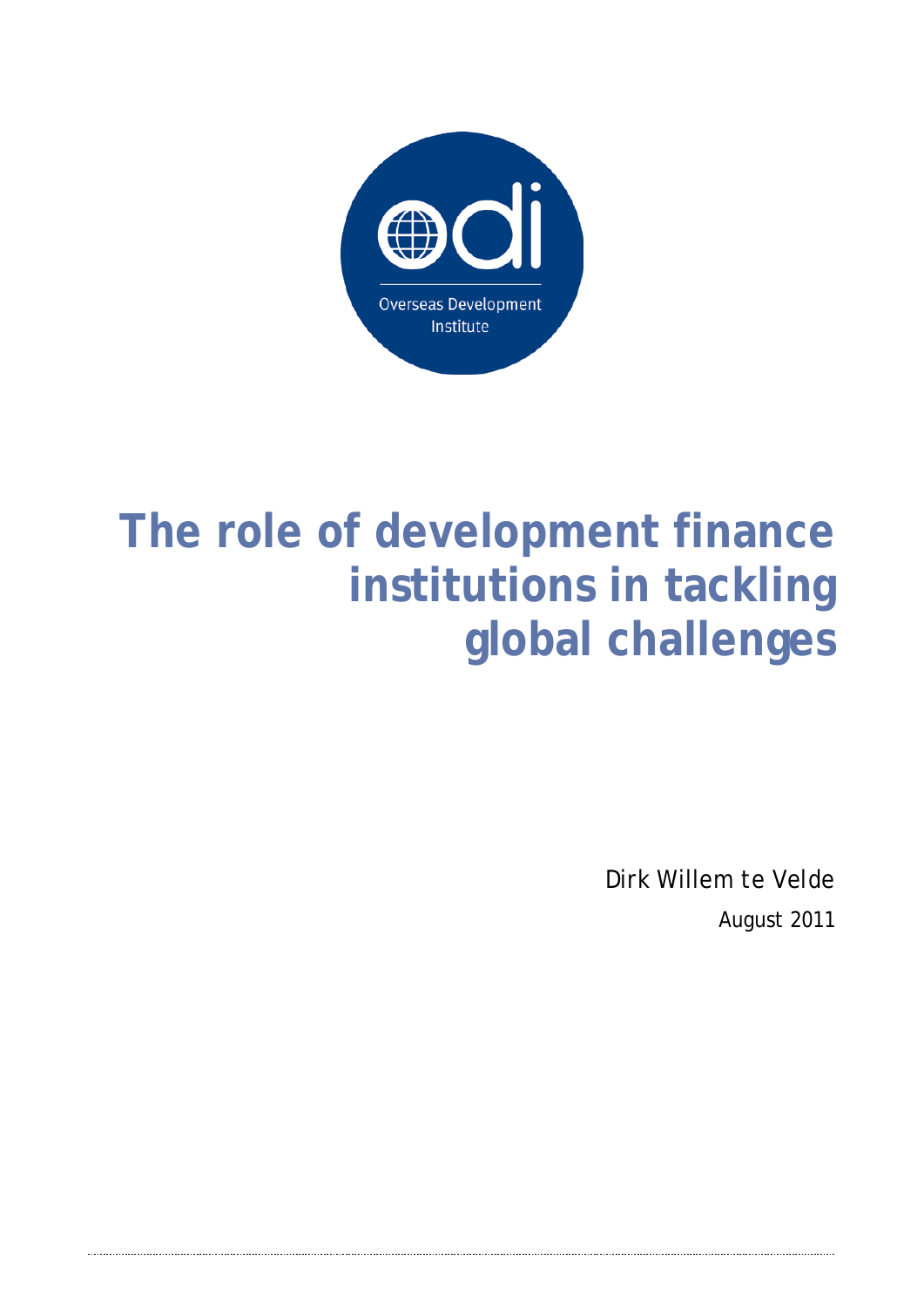Overseas Development Institute

# The role of development finance institutions in tackling global challenges

Dirk Willem te Velde

August 2011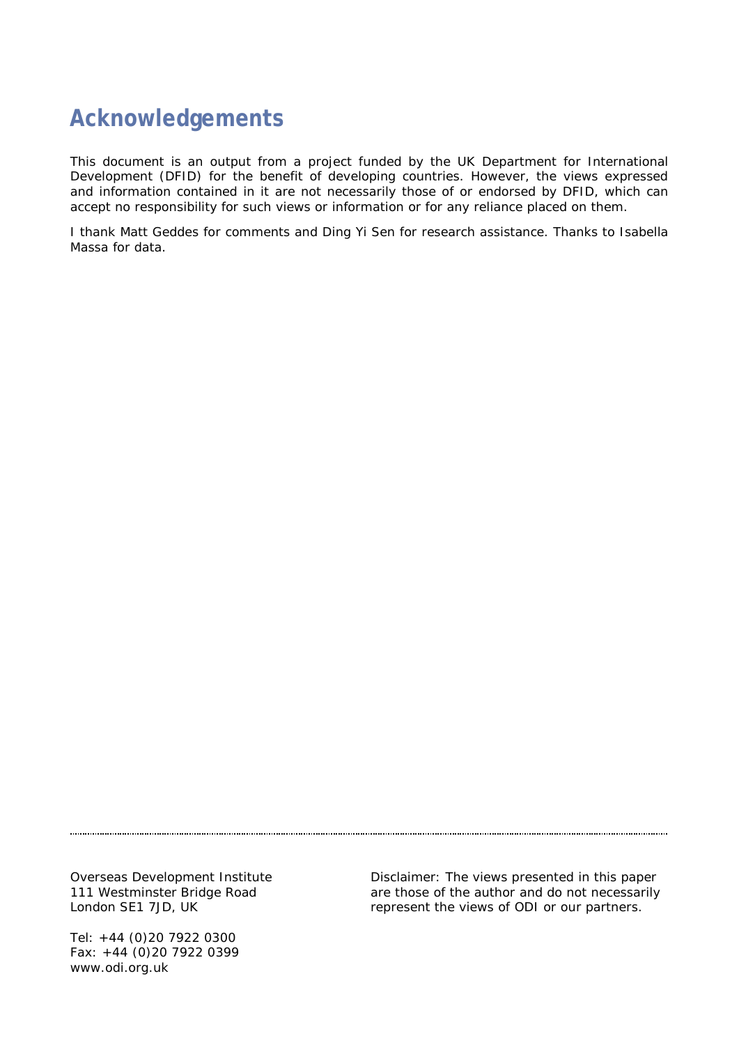# Acknowledgements

This document is an output from a project funded by the UK Department for International Development (DFID) for the benefit of developing countries. However, the views expressed and information contained in it are not necessarily those of or endorsed by DFID, which can accept no responsibility for such views or information or for any reliance placed on them.

I thank Matt Geddes for comments and Ding Yi Sen for research assistance. Thanks to Isabella Massa for data.

---

Overseas Development Institute
111 Westminster Bridge Road
London SE1 7JD, UK

Tel: +44 (0)20 7922 0300
Fax: +44 (0)20 7922 0399
www.odi.org.uk

Disclaimer: The views presented in this paper are those of the author and do not necessarily represent the views of ODI or our partners.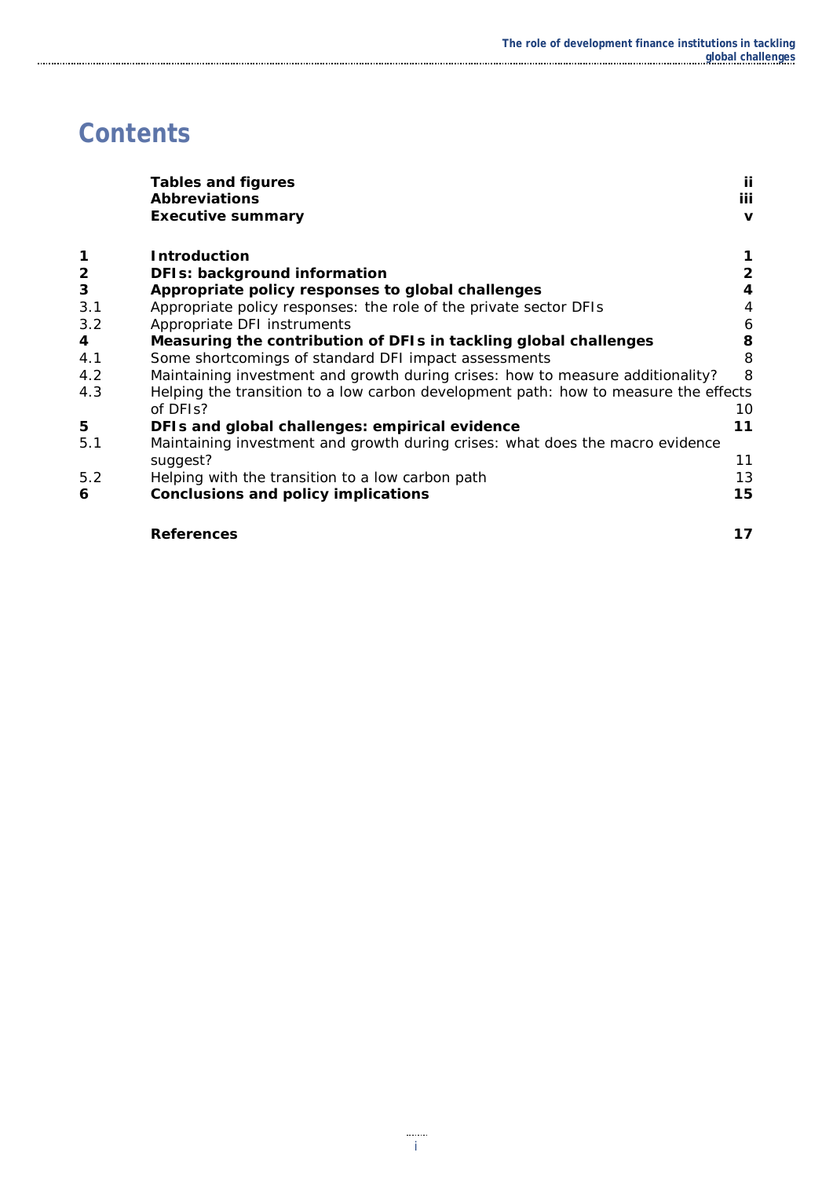# Contents

| | | |
|---|---|---|
| | **Tables and figures** | **ii** |
| | **Abbreviations** | **iii** |
| | **Executive summary** | **v** |
| **1** | **Introduction** | **1** |
| **2** | **DFIs: background information** | **2** |
| **3** | **Appropriate policy responses to global challenges** | **4** |
| 3.1 | Appropriate policy responses: the role of the private sector DFIs | 4 |
| 3.2 | Appropriate DFI instruments | 6 |
| **4** | **Measuring the contribution of DFIs in tackling global challenges** | **8** |
| 4.1 | Some shortcomings of standard DFI impact assessments | 8 |
| 4.2 | Maintaining investment and growth during crises: how to measure additionality? | 8 |
| 4.3 | Helping the transition to a low carbon development path: how to measure the effects of DFIs? | 10 |
| **5** | **DFIs and global challenges: empirical evidence** | **11** |
| 5.1 | Maintaining investment and growth during crises: what does the macro evidence suggest? | 11 |
| 5.2 | Helping with the transition to a low carbon path | 13 |
| **6** | **Conclusions and policy implications** | **15** |
| | **References** | **17** |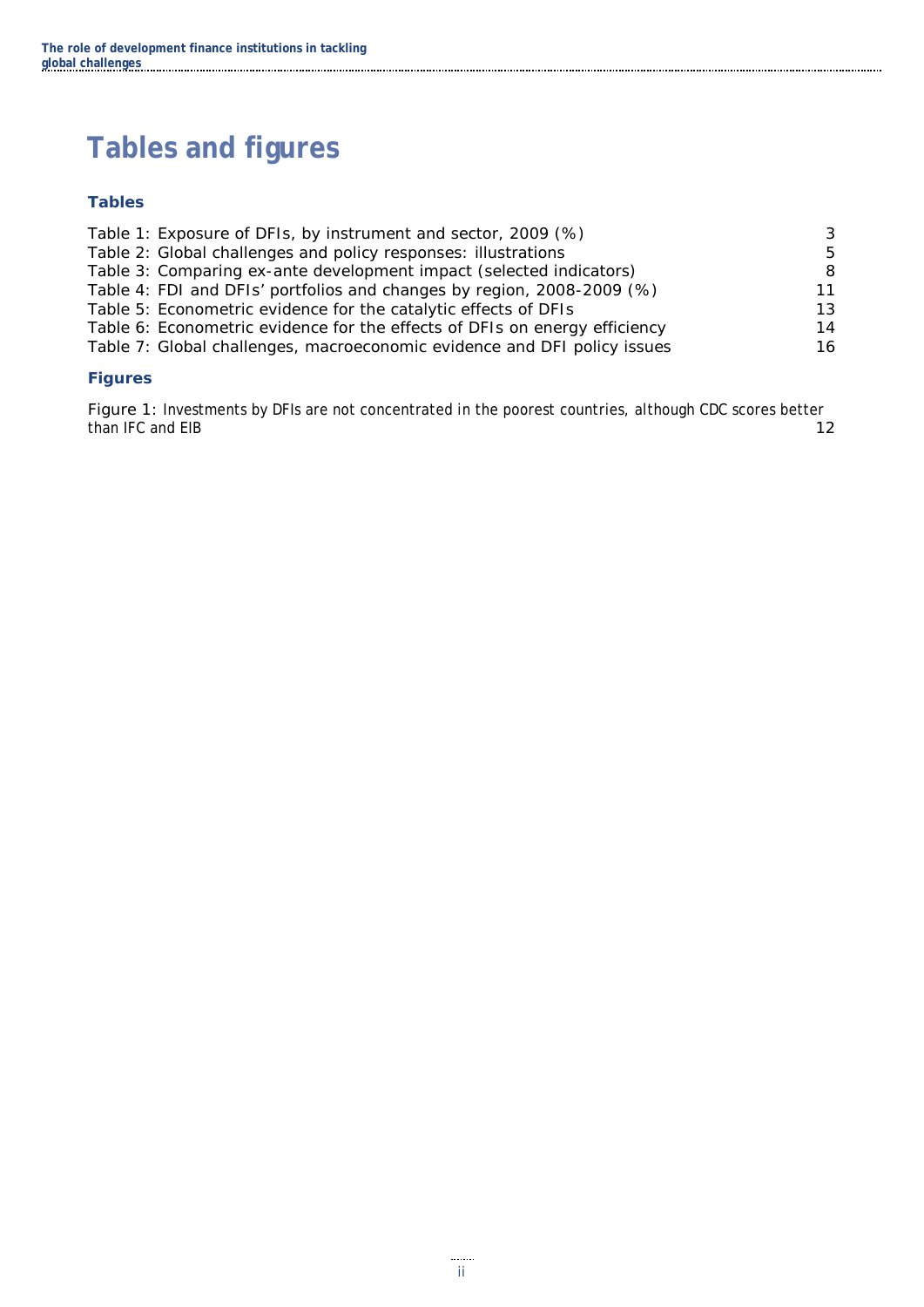# Tables and figures

### Tables

Table 1: Exposure of DFIs, by instrument and sector, 2009 (%) 3
Table 2: Global challenges and policy responses: illustrations 5
Table 3: Comparing ex-ante development impact (selected indicators) 8
Table 4: FDI and DFIs' portfolios and changes by region, 2008-2009 (%) 11
Table 5: Econometric evidence for the catalytic effects of DFIs 13
Table 6: Econometric evidence for the effects of DFIs on energy efficiency 14
Table 7: Global challenges, macroeconomic evidence and DFI policy issues 16

### Figures

Figure 1: *Investments by DFIs are not concentrated in the poorest countries, although CDC scores better than IFC and EIB* 12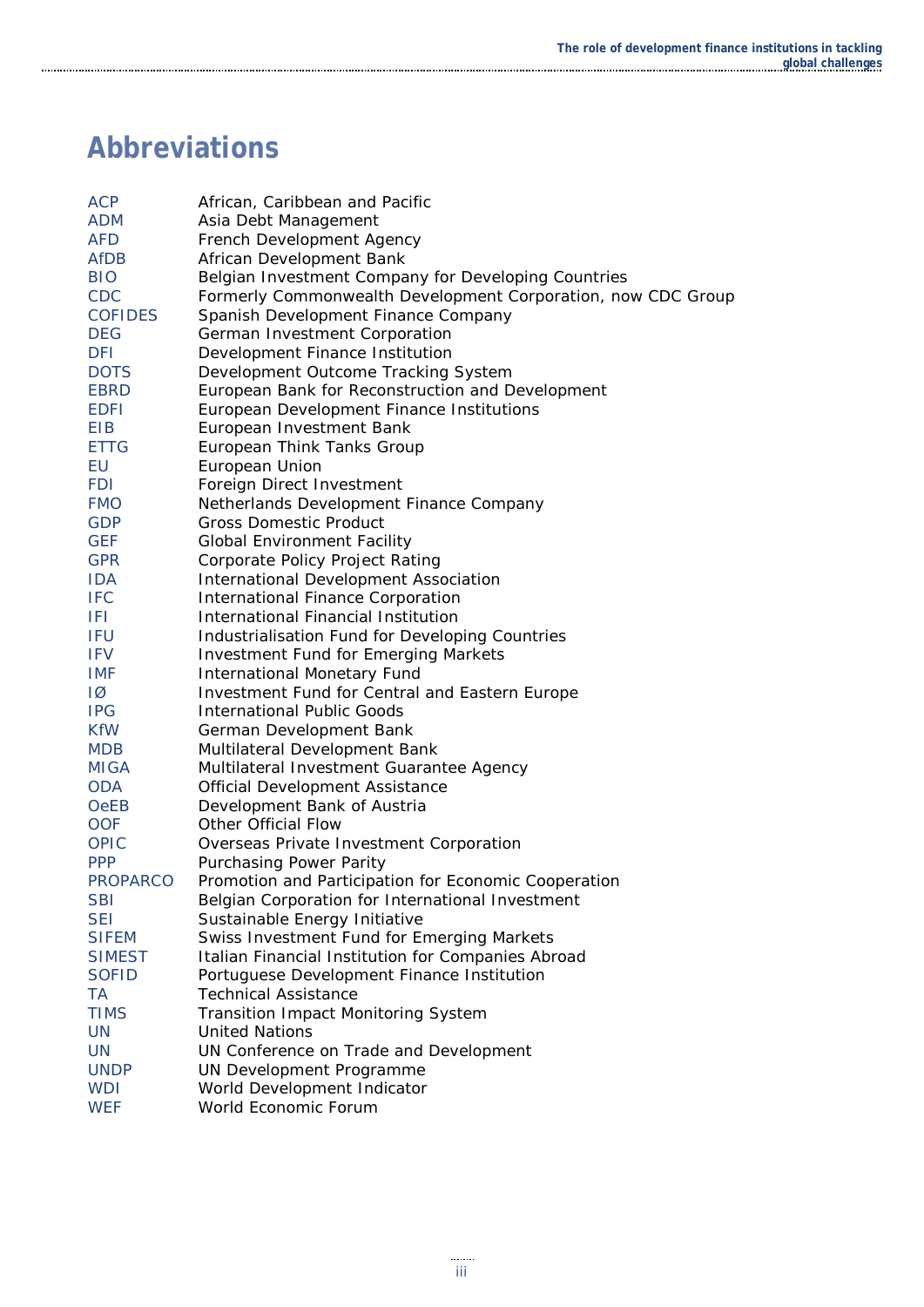# Abbreviations

| | |
|---|---|
| ACP | African, Caribbean and Pacific |
| ADM | Asia Debt Management |
| AFD | French Development Agency |
| AfDB | African Development Bank |
| BIO | Belgian Investment Company for Developing Countries |
| CDC | Formerly Commonwealth Development Corporation, now CDC Group |
| COFIDES | Spanish Development Finance Company |
| DEG | German Investment Corporation |
| DFI | Development Finance Institution |
| DOTS | Development Outcome Tracking System |
| EBRD | European Bank for Reconstruction and Development |
| EDFI | European Development Finance Institutions |
| EIB | European Investment Bank |
| ETTG | European Think Tanks Group |
| EU | European Union |
| FDI | Foreign Direct Investment |
| FMO | Netherlands Development Finance Company |
| GDP | Gross Domestic Product |
| GEF | Global Environment Facility |
| GPR | Corporate Policy Project Rating |
| IDA | International Development Association |
| IFC | International Finance Corporation |
| IFI | International Financial Institution |
| IFU | Industrialisation Fund for Developing Countries |
| IFV | Investment Fund for Emerging Markets |
| IMF | International Monetary Fund |
| IØ | Investment Fund for Central and Eastern Europe |
| IPG | International Public Goods |
| KfW | German Development Bank |
| MDB | Multilateral Development Bank |
| MIGA | Multilateral Investment Guarantee Agency |
| ODA | Official Development Assistance |
| OeEB | Development Bank of Austria |
| OOF | Other Official Flow |
| OPIC | Overseas Private Investment Corporation |
| PPP | Purchasing Power Parity |
| PROPARCO | Promotion and Participation for Economic Cooperation |
| SBI | Belgian Corporation for International Investment |
| SEI | Sustainable Energy Initiative |
| SIFEM | Swiss Investment Fund for Emerging Markets |
| SIMEST | Italian Financial Institution for Companies Abroad |
| SOFID | Portuguese Development Finance Institution |
| TA | Technical Assistance |
| TIMS | Transition Impact Monitoring System |
| UN | United Nations |
| UN | UN Conference on Trade and Development |
| UNDP | UN Development Programme |
| WDI | World Development Indicator |
| WEF | World Economic Forum |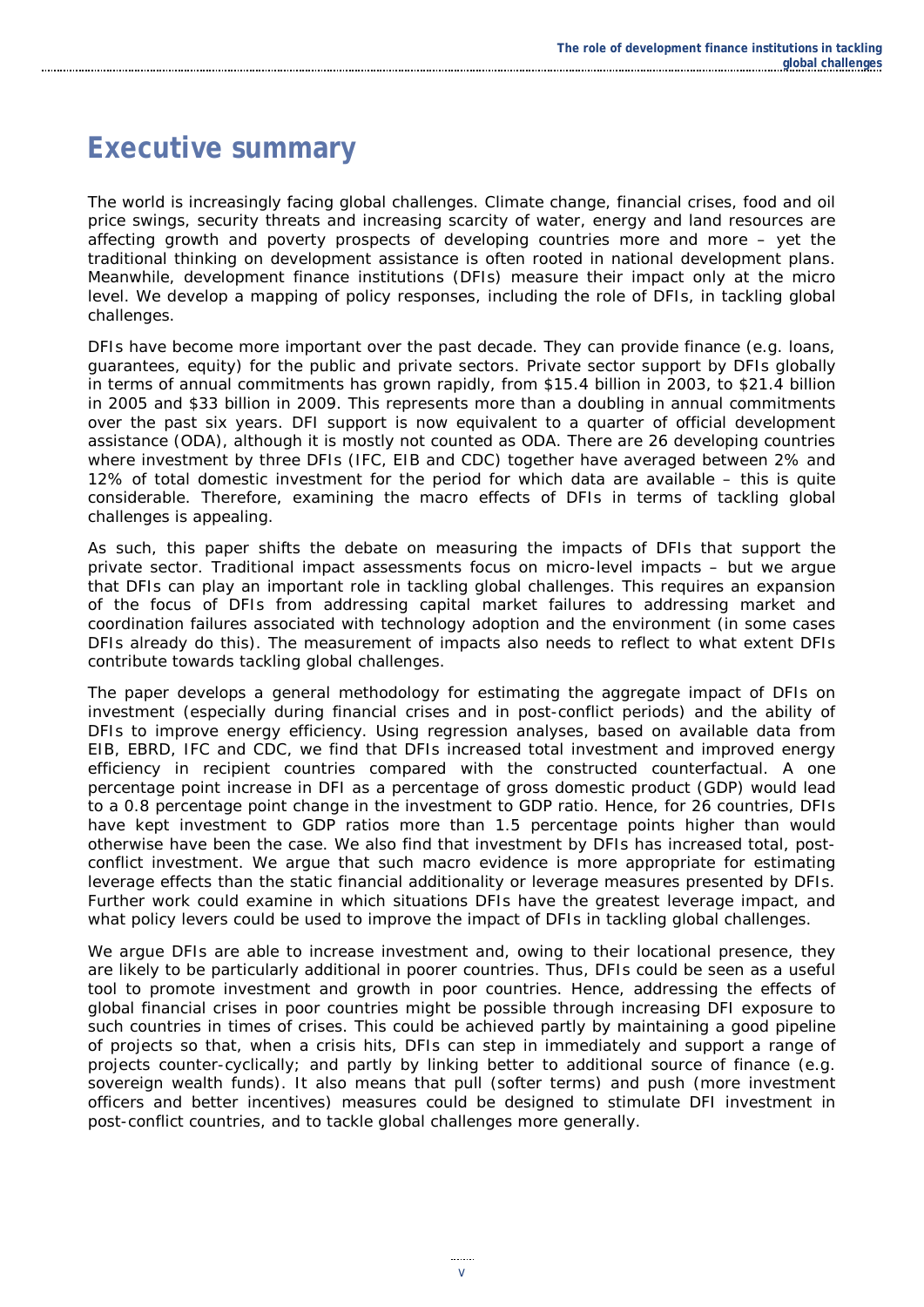# Executive summary

The world is increasingly facing global challenges. Climate change, financial crises, food and oil price swings, security threats and increasing scarcity of water, energy and land resources are affecting growth and poverty prospects of developing countries more and more – yet the traditional thinking on development assistance is often rooted in national development plans. Meanwhile, development finance institutions (DFIs) measure their impact only at the micro level. We develop a mapping of policy responses, including the role of DFIs, in tackling global challenges.

DFIs have become more important over the past decade. They can provide finance (e.g. loans, guarantees, equity) for the public and private sectors. Private sector support by DFIs globally in terms of annual commitments has grown rapidly, from $15.4 billion in 2003, to $21.4 billion in 2005 and $33 billion in 2009. This represents more than a doubling in annual commitments over the past six years. DFI support is now equivalent to a quarter of official development assistance (ODA), although it is mostly not counted as ODA. There are 26 developing countries where investment by three DFIs (IFC, EIB and CDC) together have averaged between 2% and 12% of total domestic investment for the period for which data are available – this is quite considerable. Therefore, examining the macro effects of DFIs in terms of tackling global challenges is appealing.

As such, this paper shifts the debate on measuring the impacts of DFIs that support the private sector. Traditional impact assessments focus on micro-level impacts – but we argue that DFIs can play an important role in tackling global challenges. This requires an expansion of the focus of DFIs from addressing capital market failures to addressing market and coordination failures associated with technology adoption and the environment (in some cases DFIs already do this). The measurement of impacts also needs to reflect to what extent DFIs contribute towards tackling global challenges.

The paper develops a general methodology for estimating the aggregate impact of DFIs on investment (especially during financial crises and in post-conflict periods) and the ability of DFIs to improve energy efficiency. Using regression analyses, based on available data from EIB, EBRD, IFC and CDC, we find that DFIs increased total investment and improved energy efficiency in recipient countries compared with the constructed counterfactual. A one percentage point increase in DFI as a percentage of gross domestic product (GDP) would lead to a 0.8 percentage point change in the investment to GDP ratio. Hence, for 26 countries, DFIs have kept investment to GDP ratios more than 1.5 percentage points higher than would otherwise have been the case. We also find that investment by DFIs has increased total, post-conflict investment. We argue that such macro evidence is more appropriate for estimating leverage effects than the static financial additionality or leverage measures presented by DFIs. Further work could examine in which situations DFIs have the greatest leverage impact, and what policy levers could be used to improve the impact of DFIs in tackling global challenges.

We argue DFIs are able to increase investment and, owing to their locational presence, they are likely to be particularly additional in poorer countries. Thus, DFIs could be seen as a useful tool to promote investment and growth in poor countries. Hence, addressing the effects of global financial crises in poor countries might be possible through increasing DFI exposure to such countries in times of crises. This could be achieved partly by maintaining a good pipeline of projects so that, when a crisis hits, DFIs can step in immediately and support a range of projects counter-cyclically; and partly by linking better to additional source of finance (e.g. sovereign wealth funds). It also means that pull (softer terms) and push (more investment officers and better incentives) measures could be designed to stimulate DFI investment in post-conflict countries, and to tackle global challenges more generally.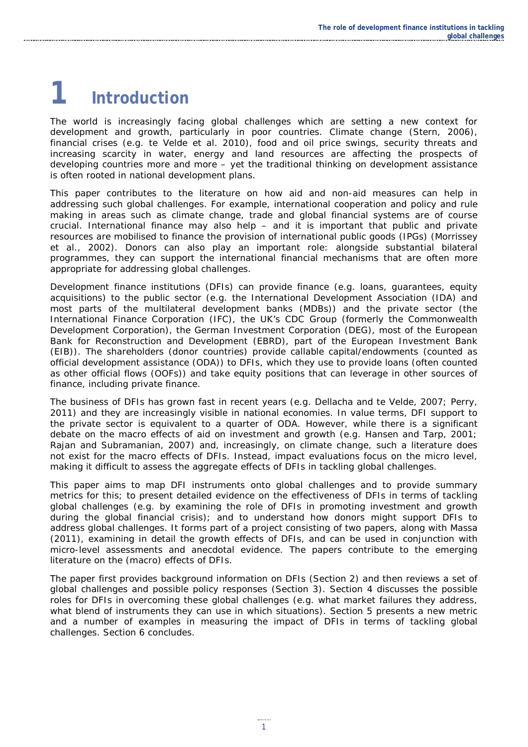# 1 Introduction

The world is increasingly facing global challenges which are setting a new context for development and growth, particularly in poor countries. Climate change (Stern, 2006), financial crises (e.g. te Velde et al. 2010), food and oil price swings, security threats and increasing scarcity in water, energy and land resources are affecting the prospects of developing countries more and more – yet the traditional thinking on development assistance is often rooted in national development plans.

This paper contributes to the literature on how aid and non-aid measures can help in addressing such global challenges. For example, international cooperation and policy and rule making in areas such as climate change, trade and global financial systems are of course crucial. International finance may also help – and it is important that public and private resources are mobilised to finance the provision of international public goods (IPGs) (Morrissey et al., 2002). Donors can also play an important role: alongside substantial bilateral programmes, they can support the international financial mechanisms that are often more appropriate for addressing global challenges.

Development finance institutions (DFIs) can provide finance (e.g. loans, guarantees, equity acquisitions) to the public sector (e.g. the International Development Association (IDA) and most parts of the multilateral development banks (MDBs)) and the private sector (the International Finance Corporation (IFC), the UK's CDC Group (formerly the Commonwealth Development Corporation), the German Investment Corporation (DEG), most of the European Bank for Reconstruction and Development (EBRD), part of the European Investment Bank (EIB)). The shareholders (donor countries) provide callable capital/endowments (counted as official development assistance (ODA)) to DFIs, which they use to provide loans (often counted as other official flows (OOFs)) and take equity positions that can leverage in other sources of finance, including private finance.

The business of DFIs has grown fast in recent years (e.g. Dellacha and te Velde, 2007; Perry, 2011) and they are increasingly visible in national economies. In value terms, DFI support to the private sector is equivalent to a quarter of ODA. However, while there is a significant debate on the macro effects of aid on investment and growth (e.g. Hansen and Tarp, 2001; Rajan and Subramanian, 2007) and, increasingly, on climate change, such a literature does not exist for the macro effects of DFIs. Instead, impact evaluations focus on the micro level, making it difficult to assess the aggregate effects of DFIs in tackling global challenges.

This paper aims to map DFI instruments onto global challenges and to provide summary metrics for this; to present detailed evidence on the effectiveness of DFIs in terms of tackling global challenges (e.g. by examining the role of DFIs in promoting investment and growth during the global financial crisis); and to understand how donors might support DFIs to address global challenges. It forms part of a project consisting of two papers, along with Massa (2011), examining in detail the growth effects of DFIs, and can be used in conjunction with micro-level assessments and anecdotal evidence. The papers contribute to the emerging literature on the (macro) effects of DFIs.

The paper first provides background information on DFIs (Section 2) and then reviews a set of global challenges and possible policy responses (Section 3). Section 4 discusses the possible roles for DFIs in overcoming these global challenges (e.g. what market failures they address, what blend of instruments they can use in which situations). Section 5 presents a new metric and a number of examples in measuring the impact of DFIs in terms of tackling global challenges. Section 6 concludes.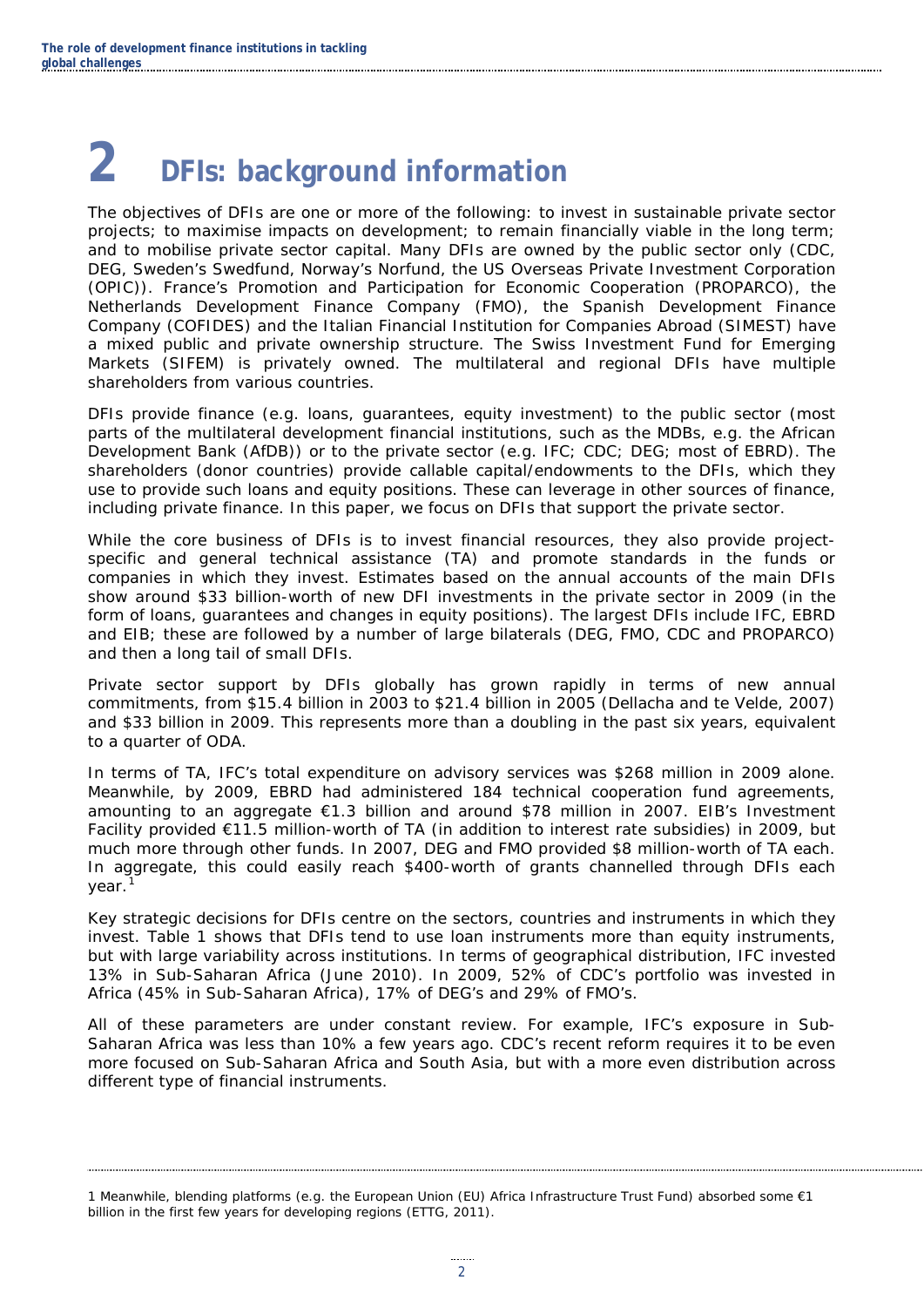# 2 DFIs: background information

The objectives of DFIs are one or more of the following: to invest in sustainable private sector projects; to maximise impacts on development; to remain financially viable in the long term; and to mobilise private sector capital. Many DFIs are owned by the public sector only (CDC, DEG, Sweden's Swedfund, Norway's Norfund, the US Overseas Private Investment Corporation (OPIC)). France's Promotion and Participation for Economic Cooperation (PROPARCO), the Netherlands Development Finance Company (FMO), the Spanish Development Finance Company (COFIDES) and the Italian Financial Institution for Companies Abroad (SIMEST) have a mixed public and private ownership structure. The Swiss Investment Fund for Emerging Markets (SIFEM) is privately owned. The multilateral and regional DFIs have multiple shareholders from various countries.

DFIs provide finance (e.g. loans, guarantees, equity investment) to the public sector (most parts of the multilateral development financial institutions, such as the MDBs, e.g. the African Development Bank (AfDB)) or to the private sector (e.g. IFC; CDC; DEG; most of EBRD). The shareholders (donor countries) provide callable capital/endowments to the DFIs, which they use to provide such loans and equity positions. These can leverage in other sources of finance, including private finance. In this paper, we focus on DFIs that support the private sector.

While the core business of DFIs is to invest financial resources, they also provide project-specific and general technical assistance (TA) and promote standards in the funds or companies in which they invest. Estimates based on the annual accounts of the main DFIs show around $33 billion-worth of new DFI investments in the private sector in 2009 (in the form of loans, guarantees and changes in equity positions). The largest DFIs include IFC, EBRD and EIB; these are followed by a number of large bilaterals (DEG, FMO, CDC and PROPARCO) and then a long tail of small DFIs.

Private sector support by DFIs globally has grown rapidly in terms of new annual commitments, from $15.4 billion in 2003 to $21.4 billion in 2005 (Dellacha and te Velde, 2007) and $33 billion in 2009. This represents more than a doubling in the past six years, equivalent to a quarter of ODA.

In terms of TA, IFC's total expenditure on advisory services was $268 million in 2009 alone. Meanwhile, by 2009, EBRD had administered 184 technical cooperation fund agreements, amounting to an aggregate €1.3 billion and around $78 million in 2007. EIB's Investment Facility provided €11.5 million-worth of TA (in addition to interest rate subsidies) in 2009, but much more through other funds. In 2007, DEG and FMO provided $8 million-worth of TA each. In aggregate, this could easily reach $400-worth of grants channelled through DFIs each year.[1]

Key strategic decisions for DFIs centre on the sectors, countries and instruments in which they invest. Table 1 shows that DFIs tend to use loan instruments more than equity instruments, but with large variability across institutions. In terms of geographical distribution, IFC invested 13% in Sub-Saharan Africa (June 2010). In 2009, 52% of CDC's portfolio was invested in Africa (45% in Sub-Saharan Africa), 17% of DEG's and 29% of FMO's.

All of these parameters are under constant review. For example, IFC's exposure in Sub-Saharan Africa was less than 10% a few years ago. CDC's recent reform requires it to be even more focused on Sub-Saharan Africa and South Asia, but with a more even distribution across different type of financial instruments.

---

1 Meanwhile, blending platforms (e.g. the European Union (EU) Africa Infrastructure Trust Fund) absorbed some €1 billion in the first few years for developing regions (ETTG, 2011).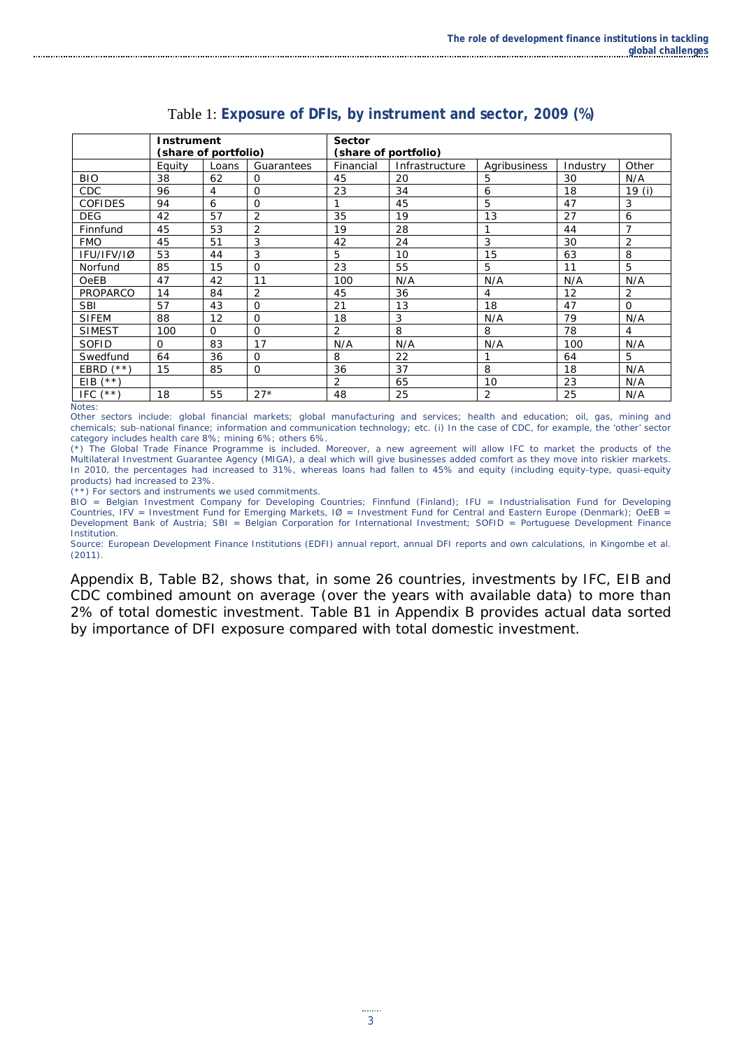Table 1: **Exposure of DFIs, by instrument and sector, 2009 (%)**

| | **Instrument (share of portfolio)** | | | **Sector (share of portfolio)** | | | | |
|---|---|---|---|---|---|---|---|---|
| | Equity | Loans | Guarantees | Financial | Infrastructure | Agribusiness | Industry | Other |
| BIO | 38 | 62 | 0 | 45 | 20 | 5 | 30 | N/A |
| CDC | 96 | 4 | 0 | 23 | 34 | 6 | 18 | 19 (i) |
| COFIDES | 94 | 6 | 0 | 1 | 45 | 5 | 47 | 3 |
| DEG | 42 | 57 | 2 | 35 | 19 | 13 | 27 | 6 |
| Finnfund | 45 | 53 | 2 | 19 | 28 | 1 | 44 | 7 |
| FMO | 45 | 51 | 3 | 42 | 24 | 3 | 30 | 2 |
| IFU/IFV/IØ | 53 | 44 | 3 | 5 | 10 | 15 | 63 | 8 |
| Norfund | 85 | 15 | 0 | 23 | 55 | 5 | 11 | 5 |
| OeEB | 47 | 42 | 11 | 100 | N/A | N/A | N/A | N/A |
| PROPARCO | 14 | 84 | 2 | 45 | 36 | 4 | 12 | 2 |
| SBI | 57 | 43 | 0 | 21 | 13 | 18 | 47 | 0 |
| SIFEM | 88 | 12 | 0 | 18 | 3 | N/A | 79 | N/A |
| SIMEST | 100 | 0 | 0 | 2 | 8 | 8 | 78 | 4 |
| SOFID | 0 | 83 | 17 | N/A | N/A | N/A | 100 | N/A |
| Swedfund | 64 | 36 | 0 | 8 | 22 | 1 | 64 | 5 |
| EBRD (**) | 15 | 85 | 0 | 36 | 37 | 8 | 18 | N/A |
| EIB (**) | | | | 2 | 65 | 10 | 23 | N/A |
| IFC (**) | 18 | 55 | 27* | 48 | 25 | 2 | 25 | N/A |

Notes:

Other sectors include: global financial markets; global manufacturing and services; health and education; oil, gas, mining and chemicals; sub-national finance; information and communication technology; etc. (i) In the case of CDC, for example, the 'other' sector category includes health care 8%; mining 6%; others 6%.

(*) The Global Trade Finance Programme is included. Moreover, a new agreement will allow IFC to market the products of the Multilateral Investment Guarantee Agency (MIGA), a deal which will give businesses added comfort as they move into riskier markets. In 2010, the percentages had increased to 31%, whereas loans had fallen to 45% and equity (including equity-type, quasi-equity products) had increased to 23%.

(**) For sectors and instruments we used commitments.

BIO = Belgian Investment Company for Developing Countries; Finnfund (Finland); IFU = Industrialisation Fund for Developing Countries, IFV = Investment Fund for Emerging Markets, IØ = Investment Fund for Central and Eastern Europe (Denmark); OeEB = Development Bank of Austria; SBI = Belgian Corporation for International Investment; SOFID = Portuguese Development Finance Institution.

Source: European Development Finance Institutions (EDFI) annual report, annual DFI reports and own calculations, in Kingombe et al. (2011).

Appendix B, Table B2, shows that, in some 26 countries, investments by IFC, EIB and CDC combined amount on average (over the years with available data) to more than 2% of total domestic investment. Table B1 in Appendix B provides actual data sorted by importance of DFI exposure compared with total domestic investment.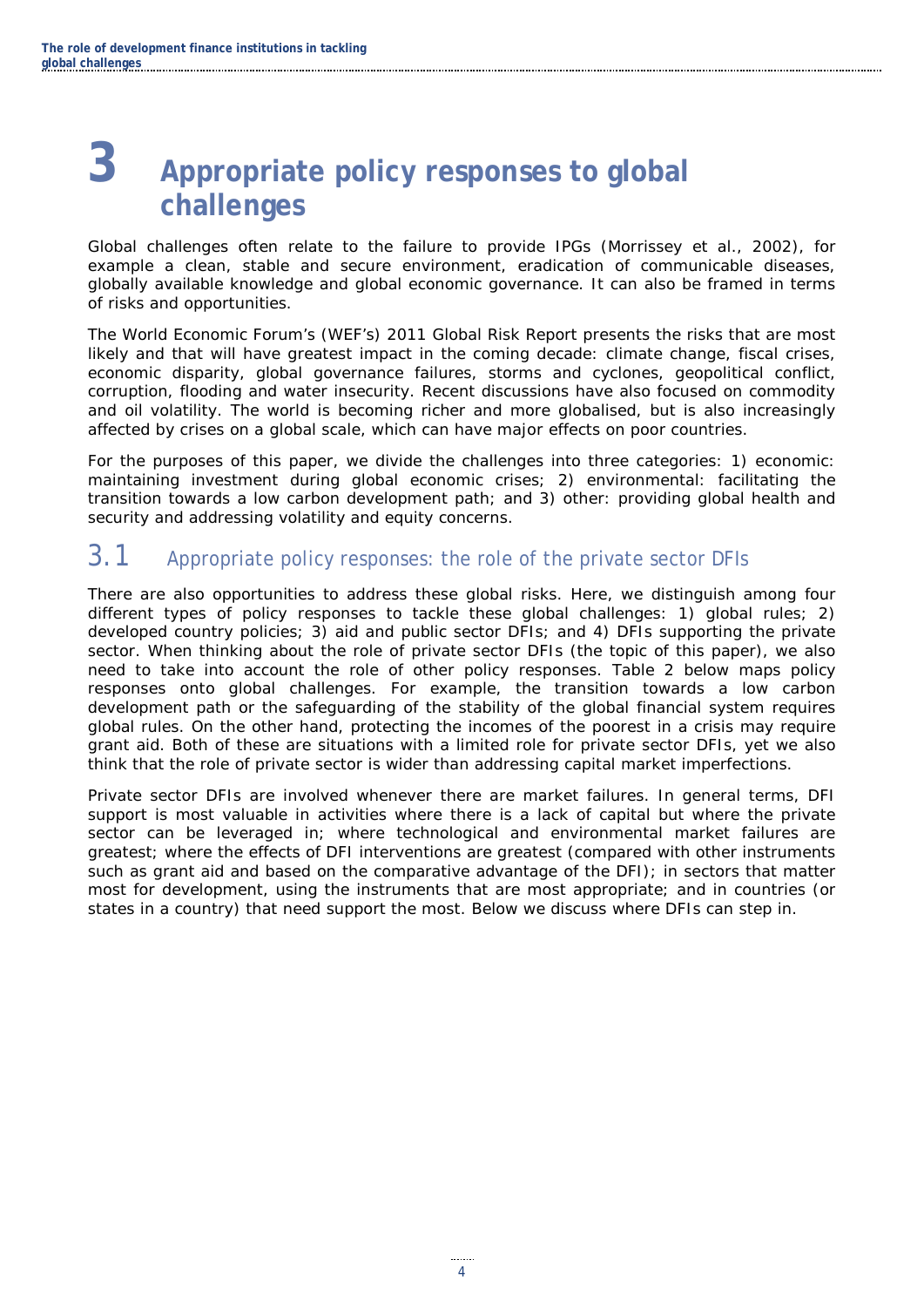// Do not output any page headers; they are always excluded as instructed.
# 3 Appropriate policy responses to global challenges

Global challenges often relate to the failure to provide IPGs (Morrissey et al., 2002), for example a clean, stable and secure environment, eradication of communicable diseases, globally available knowledge and global economic governance. It can also be framed in terms of risks and opportunities.

The World Economic Forum's (WEF's) 2011 Global Risk Report presents the risks that are most likely and that will have greatest impact in the coming decade: climate change, fiscal crises, economic disparity, global governance failures, storms and cyclones, geopolitical conflict, corruption, flooding and water insecurity. Recent discussions have also focused on commodity and oil volatility. The world is becoming richer and more globalised, but is also increasingly affected by crises on a global scale, which can have major effects on poor countries.

For the purposes of this paper, we divide the challenges into three categories: 1) economic: maintaining investment during global economic crises; 2) environmental: facilitating the transition towards a low carbon development path; and 3) other: providing global health and security and addressing volatility and equity concerns.

## 3.1 Appropriate policy responses: the role of the private sector DFIs

There are also opportunities to address these global risks. Here, we distinguish among four different types of policy responses to tackle these global challenges: 1) global rules; 2) developed country policies; 3) aid and public sector DFIs; and 4) DFIs supporting the private sector. When thinking about the role of private sector DFIs (the topic of this paper), we also need to take into account the role of other policy responses. Table 2 below maps policy responses onto global challenges. For example, the transition towards a low carbon development path or the safeguarding of the stability of the global financial system requires global rules. On the other hand, protecting the incomes of the poorest in a crisis may require grant aid. Both of these are situations with a limited role for private sector DFIs, yet we also think that the role of private sector is wider than addressing capital market imperfections.

Private sector DFIs are involved whenever there are market failures. In general terms, DFI support is most valuable in activities where there is a lack of capital but where the private sector can be leveraged in; where technological and environmental market failures are greatest; where the effects of DFI interventions are greatest (compared with other instruments such as grant aid and based on the comparative advantage of the DFI); in sectors that matter most for development, using the instruments that are most appropriate; and in countries (or states in a country) that need support the most. Below we discuss where DFIs can step in.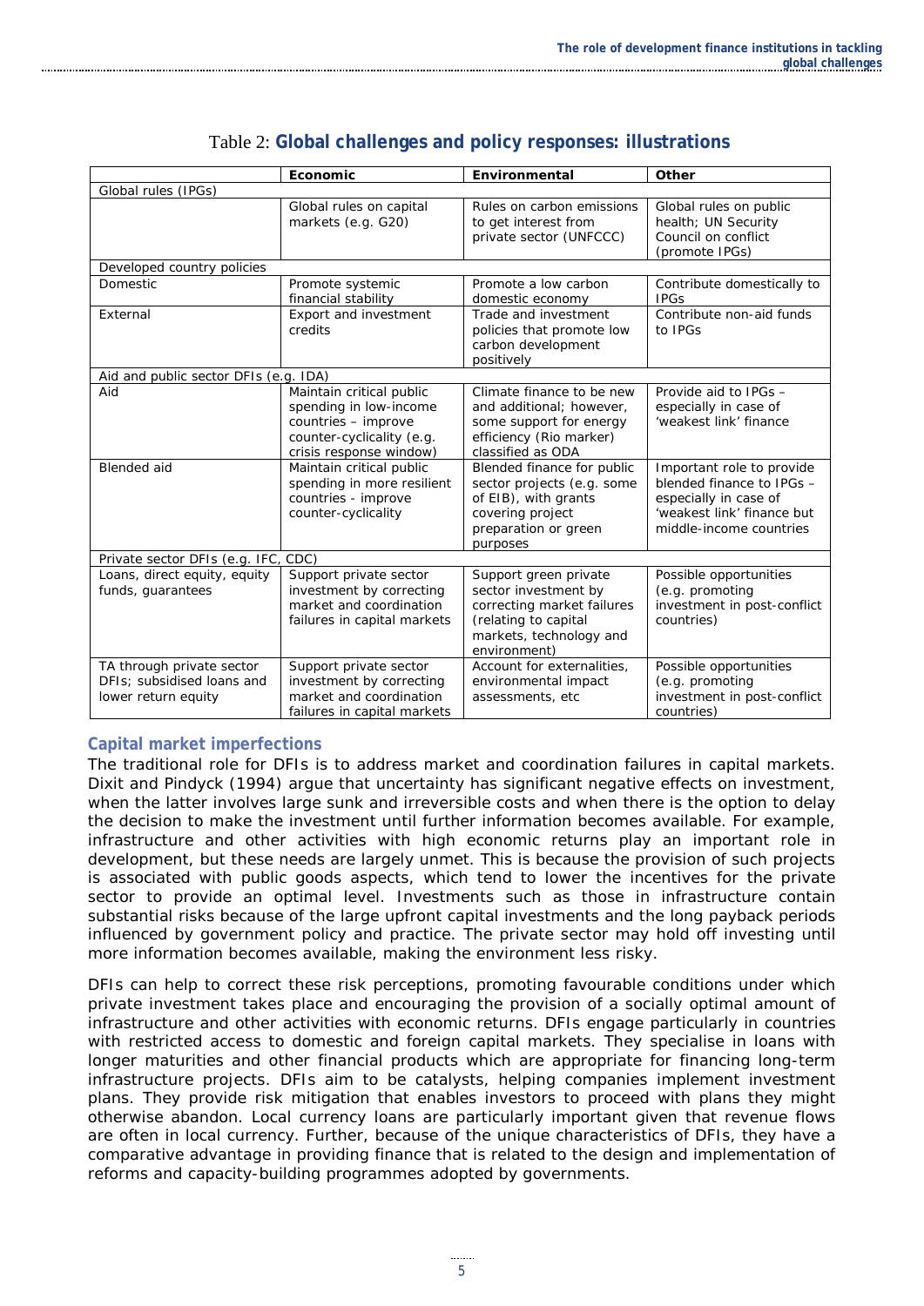Table 2: **Global challenges and policy responses: illustrations**

| | Economic | Environmental | Other |
|---|---|---|---|
| Global rules (IPGs) | | | |
| | Global rules on capital markets (e.g. G20) | Rules on carbon emissions to get interest from private sector (UNFCCC) | Global rules on public health; UN Security Council on conflict (promote IPGs) |
| Developed country policies | | | |
| Domestic | Promote systemic financial stability | Promote a low carbon domestic economy | Contribute domestically to IPGs |
| External | Export and investment credits | Trade and investment policies that promote low carbon development positively | Contribute non-aid funds to IPGs |
| Aid and public sector DFIs (e.g. IDA) | | | |
| Aid | Maintain critical public spending in low-income countries – improve counter-cyclicality (e.g. crisis response window) | Climate finance to be new and additional; however, some support for energy efficiency (Rio marker) classified as ODA | Provide aid to IPGs – especially in case of 'weakest link' finance |
| Blended aid | Maintain critical public spending in more resilient countries - improve counter-cyclicality | Blended finance for public sector projects (e.g. some of EIB), with grants covering project preparation or green purposes | Important role to provide blended finance to IPGs – especially in case of 'weakest link' finance but middle-income countries |
| Private sector DFIs (e.g. IFC, CDC) | | | |
| Loans, direct equity, equity funds, guarantees | Support private sector investment by correcting market and coordination failures in capital markets | Support green private sector investment by correcting market failures (relating to capital markets, technology and environment) | Possible opportunities (e.g. promoting investment in post-conflict countries) |
| TA through private sector DFIs; subsidised loans and lower return equity | Support private sector investment by correcting market and coordination failures in capital markets | Account for externalities, environmental impact assessments, etc | Possible opportunities (e.g. promoting investment in post-conflict countries) |

## Capital market imperfections

The traditional role for DFIs is to address market and coordination failures in capital markets. Dixit and Pindyck (1994) argue that uncertainty has significant negative effects on investment, when the latter involves large sunk and irreversible costs and when there is the option to delay the decision to make the investment until further information becomes available. For example, infrastructure and other activities with high economic returns play an important role in development, but these needs are largely unmet. This is because the provision of such projects is associated with public goods aspects, which tend to lower the incentives for the private sector to provide an optimal level. Investments such as those in infrastructure contain substantial risks because of the large upfront capital investments and the long payback periods influenced by government policy and practice. The private sector may hold off investing until more information becomes available, making the environment less risky.

DFIs can help to correct these risk perceptions, promoting favourable conditions under which private investment takes place and encouraging the provision of a socially optimal amount of infrastructure and other activities with economic returns. DFIs engage particularly in countries with restricted access to domestic and foreign capital markets. They specialise in loans with longer maturities and other financial products which are appropriate for financing long-term infrastructure projects. DFIs aim to be catalysts, helping companies implement investment plans. They provide risk mitigation that enables investors to proceed with plans they might otherwise abandon. Local currency loans are particularly important given that revenue flows are often in local currency. Further, because of the unique characteristics of DFIs, they have a comparative advantage in providing finance that is related to the design and implementation of reforms and capacity-building programmes adopted by governments.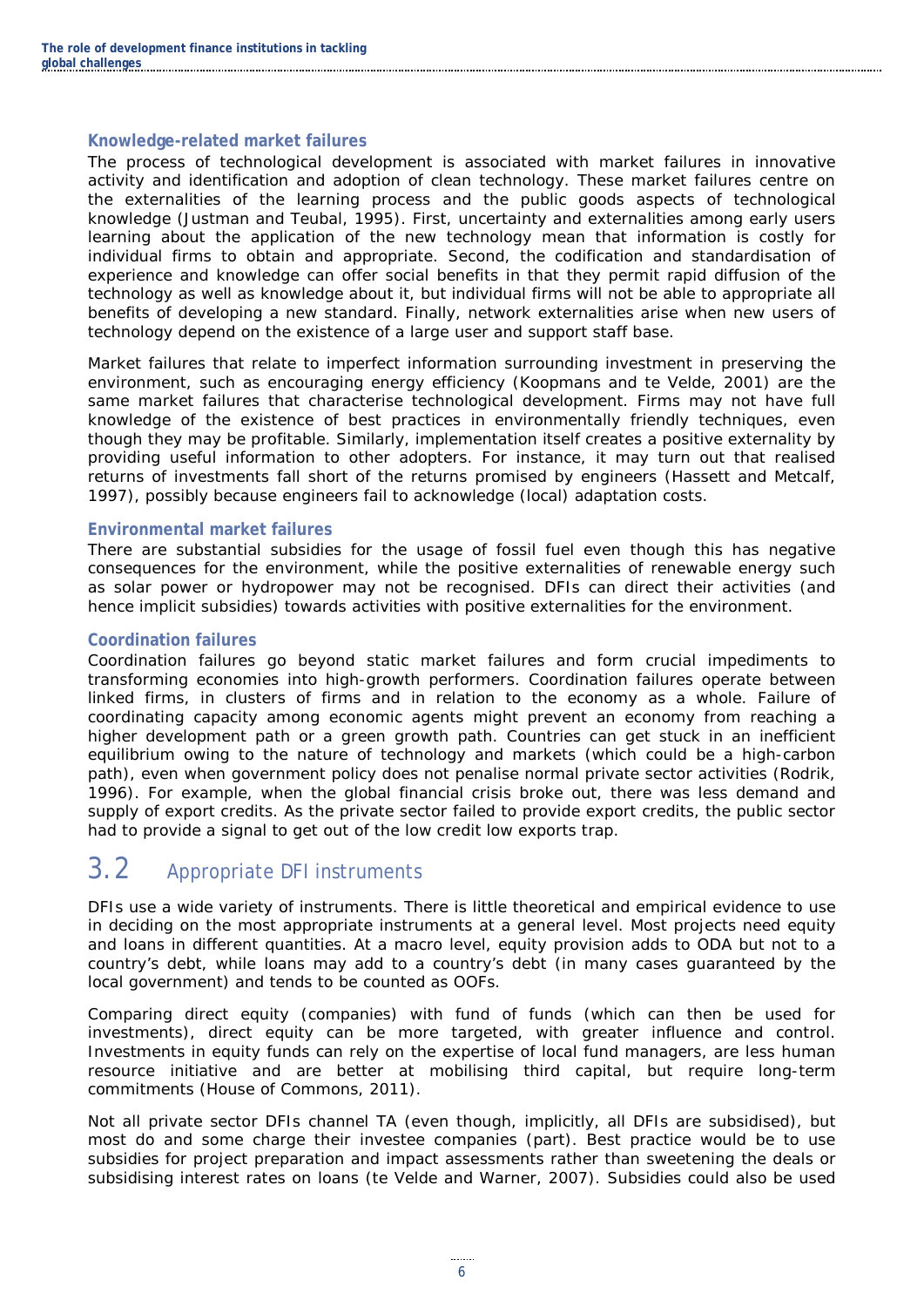### Knowledge-related market failures

The process of technological development is associated with market failures in innovative activity and identification and adoption of clean technology. These market failures centre on the externalities of the learning process and the public goods aspects of technological knowledge (Justman and Teubal, 1995). First, uncertainty and externalities among early users learning about the application of the new technology mean that information is costly for individual firms to obtain and appropriate. Second, the codification and standardisation of experience and knowledge can offer social benefits in that they permit rapid diffusion of the technology as well as knowledge about it, but individual firms will not be able to appropriate all benefits of developing a new standard. Finally, network externalities arise when new users of technology depend on the existence of a large user and support staff base.

Market failures that relate to imperfect information surrounding investment in preserving the environment, such as encouraging energy efficiency (Koopmans and te Velde, 2001) are the same market failures that characterise technological development. Firms may not have full knowledge of the existence of best practices in environmentally friendly techniques, even though they may be profitable. Similarly, implementation itself creates a positive externality by providing useful information to other adopters. For instance, it may turn out that realised returns of investments fall short of the returns promised by engineers (Hassett and Metcalf, 1997), possibly because engineers fail to acknowledge (local) adaptation costs.

### Environmental market failures

There are substantial subsidies for the usage of fossil fuel even though this has negative consequences for the environment, while the positive externalities of renewable energy such as solar power or hydropower may not be recognised. DFIs can direct their activities (and hence implicit subsidies) towards activities with positive externalities for the environment.

### Coordination failures

Coordination failures go beyond static market failures and form crucial impediments to transforming economies into high-growth performers. Coordination failures operate between linked firms, in clusters of firms and in relation to the economy as a whole. Failure of coordinating capacity among economic agents might prevent an economy from reaching a higher development path or a green growth path. Countries can get stuck in an inefficient equilibrium owing to the nature of technology and markets (which could be a high-carbon path), even when government policy does not penalise normal private sector activities (Rodrik, 1996). For example, when the global financial crisis broke out, there was less demand and supply of export credits. As the private sector failed to provide export credits, the public sector had to provide a signal to get out of the low credit low exports trap.

## 3.2 Appropriate DFI instruments

DFIs use a wide variety of instruments. There is little theoretical and empirical evidence to use in deciding on the most appropriate instruments at a general level. Most projects need equity and loans in different quantities. At a macro level, equity provision adds to ODA but not to a country's debt, while loans may add to a country's debt (in many cases guaranteed by the local government) and tends to be counted as OOFs.

Comparing direct equity (companies) with fund of funds (which can then be used for investments), direct equity can be more targeted, with greater influence and control. Investments in equity funds can rely on the expertise of local fund managers, are less human resource initiative and are better at mobilising third capital, but require long-term commitments (House of Commons, 2011).

Not all private sector DFIs channel TA (even though, implicitly, all DFIs are subsidised), but most do and some charge their investee companies (part). Best practice would be to use subsidies for project preparation and impact assessments rather than sweetening the deals or subsidising interest rates on loans (te Velde and Warner, 2007). Subsidies could also be used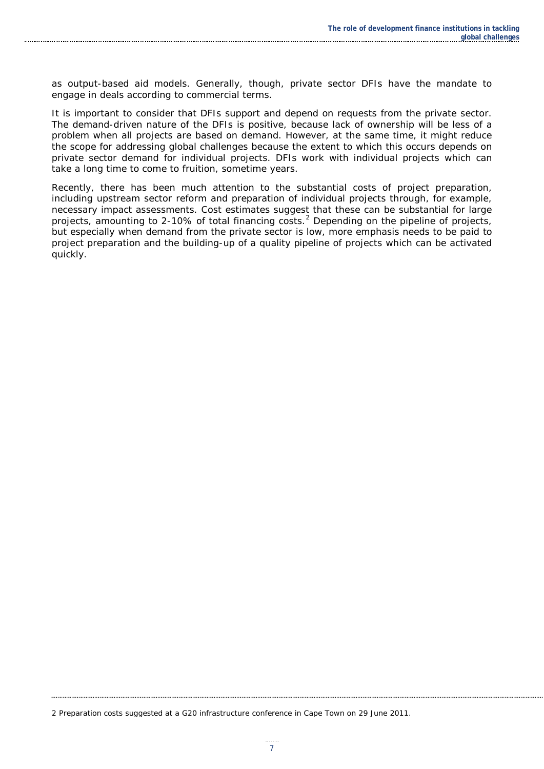as output-based aid models. Generally, though, private sector DFIs have the mandate to engage in deals according to commercial terms.

It is important to consider that DFIs support and depend on requests from the private sector. The demand-driven nature of the DFIs is positive, because lack of ownership will be less of a problem when all projects are based on demand. However, at the same time, it might reduce the scope for addressing global challenges because the extent to which this occurs depends on private sector demand for individual projects. DFIs work with individual projects which can take a long time to come to fruition, sometime years.

Recently, there has been much attention to the substantial costs of project preparation, including upstream sector reform and preparation of individual projects through, for example, necessary impact assessments. Cost estimates suggest that these can be substantial for large projects, amounting to 2-10% of total financing costs.[2] Depending on the pipeline of projects, but especially when demand from the private sector is low, more emphasis needs to be paid to project preparation and the building-up of a quality pipeline of projects which can be activated quickly.

2 Preparation costs suggested at a G20 infrastructure conference in Cape Town on 29 June 2011.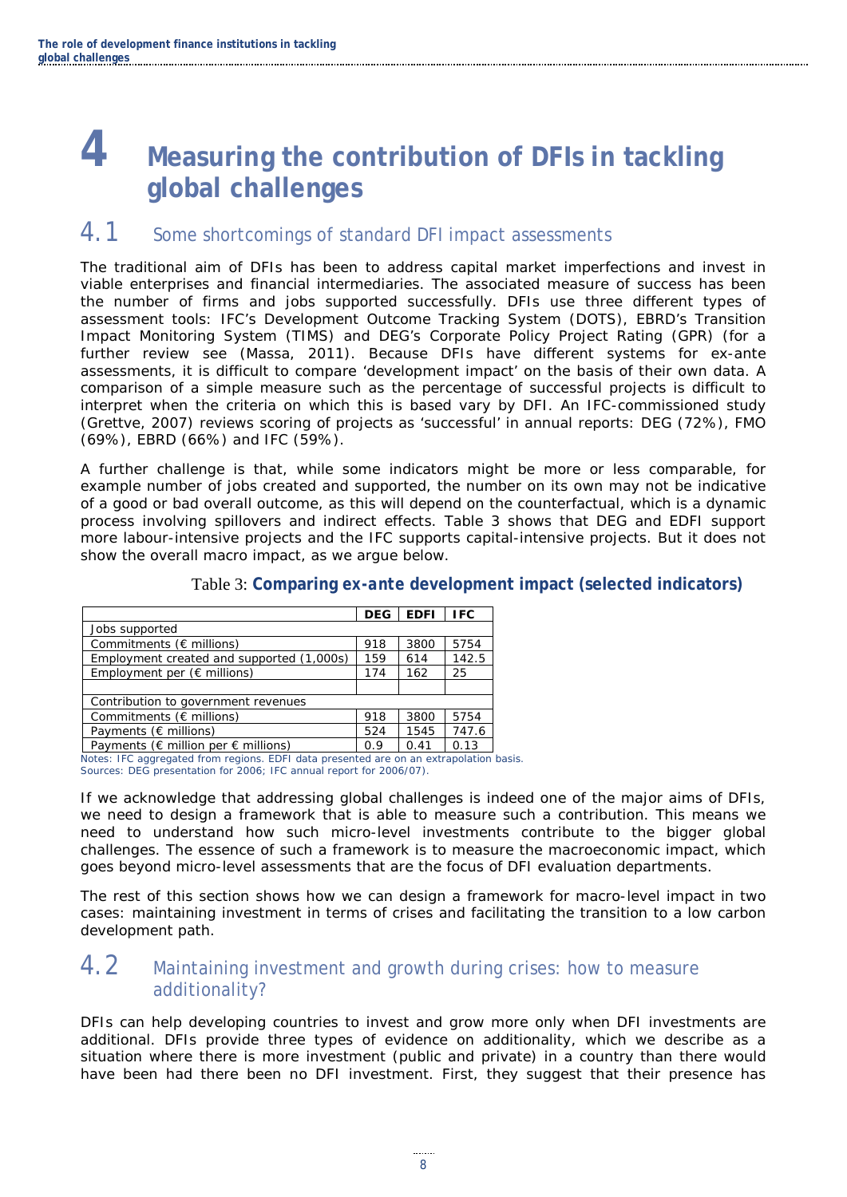# 4 Measuring the contribution of DFIs in tackling global challenges

## 4.1 Some shortcomings of standard DFI impact assessments

The traditional aim of DFIs has been to address capital market imperfections and invest in viable enterprises and financial intermediaries. The associated measure of success has been the number of firms and jobs supported successfully. DFIs use three different types of assessment tools: IFC's Development Outcome Tracking System (DOTS), EBRD's Transition Impact Monitoring System (TIMS) and DEG's Corporate Policy Project Rating (GPR) (for a further review see (Massa, 2011). Because DFIs have different systems for ex-ante assessments, it is difficult to compare 'development impact' on the basis of their own data. A comparison of a simple measure such as the percentage of successful projects is difficult to interpret when the criteria on which this is based vary by DFI. An IFC-commissioned study (Grettve, 2007) reviews scoring of projects as 'successful' in annual reports: DEG (72%), FMO (69%), EBRD (66%) and IFC (59%).

A further challenge is that, while some indicators might be more or less comparable, for example number of jobs created and supported, the number on its own may not be indicative of a good or bad overall outcome, as this will depend on the counterfactual, which is a dynamic process involving spillovers and indirect effects. Table 3 shows that DEG and EDFI support more labour-intensive projects and the IFC supports capital-intensive projects. But it does not show the overall macro impact, as we argue below.

Table 3: **Comparing *ex-ante* development impact (selected indicators)**

| | DEG | EDFI | IFC |
|---|---|---|---|
| Jobs supported | | | |
| Commitments (€ millions) | 918 | 3800 | 5754 |
| Employment created and supported (1,000s) | 159 | 614 | 142.5 |
| Employment per (€ millions) | 174 | 162 | 25 |
| | | | |
| Contribution to government revenues | | | |
| Commitments (€ millions) | 918 | 3800 | 5754 |
| Payments (€ millions) | 524 | 1545 | 747.6 |
| Payments (€ million per € millions) | 0.9 | 0.41 | 0.13 |

Notes: IFC aggregated from regions. EDFI data presented are on an extrapolation basis.
Sources: DEG presentation for 2006; IFC annual report for 2006/07).

If we acknowledge that addressing global challenges is indeed one of the major aims of DFIs, we need to design a framework that is able to measure such a contribution. This means we need to understand how such micro-level investments contribute to the bigger global challenges. The essence of such a framework is to measure the macroeconomic impact, which goes beyond micro-level assessments that are the focus of DFI evaluation departments.

The rest of this section shows how we can design a framework for macro-level impact in two cases: maintaining investment in terms of crises and facilitating the transition to a low carbon development path.

## 4.2 Maintaining investment and growth during crises: how to measure additionality?

DFIs can help developing countries to invest and grow more only when DFI investments are additional. DFIs provide three types of evidence on additionality, which we describe as a situation where there is more investment (public and private) in a country than there would have been had there been no DFI investment. First, they suggest that their presence has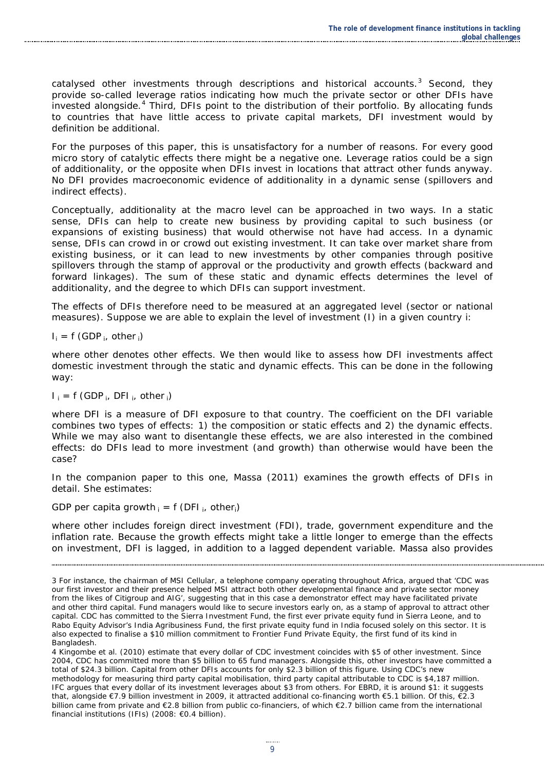catalysed other investments through descriptions and historical accounts.[3] Second, they provide so-called leverage ratios indicating how much the private sector or other DFIs have invested alongside.[4] Third, DFIs point to the distribution of their portfolio. By allocating funds to countries that have little access to private capital markets, DFI investment would by definition be additional.

For the purposes of this paper, this is unsatisfactory for a number of reasons. For every good micro story of catalytic effects there might be a negative one. Leverage ratios could be a sign of additionality, or the opposite when DFIs invest in locations that attract other funds anyway. No DFI provides macroeconomic evidence of additionality in a dynamic sense (spillovers and indirect effects).

Conceptually, additionality at the macro level can be approached in two ways. In a static sense, DFIs can help to create new business by providing capital to such business (or expansions of existing business) that would otherwise not have had access. In a dynamic sense, DFIs can crowd in or crowd out existing investment. It can take over market share from existing business, or it can lead to new investments by other companies through positive spillovers through the stamp of approval or the productivity and growth effects (backward and forward linkages). The sum of these static and dynamic effects determines the level of additionality, and the degree to which DFIs can support investment.

The effects of DFIs therefore need to be measured at an aggregated level (sector or national measures). Suppose we are able to explain the level of investment (I) in a given country i:

$$I_i = f\,(GDP_i, \text{other}_i)$$

where other denotes other effects. We then would like to assess how DFI investments affect domestic investment through the static and dynamic effects. This can be done in the following way:

$$I_i = f\,(GDP_i, DFI_i, \text{other}_i)$$

where DFI is a measure of DFI exposure to that country. The coefficient on the DFI variable combines two types of effects: 1) the composition or static effects and 2) the dynamic effects. While we may also want to disentangle these effects, we are also interested in the combined effects: do DFIs lead to more investment (and growth) than otherwise would have been the case?

In the companion paper to this one, Massa (2011) examines the growth effects of DFIs in detail. She estimates:

$$\text{GDP per capita growth}_i = f\,(DFI_i, \text{other}_i)$$

where other includes foreign direct investment (FDI), trade, government expenditure and the inflation rate. Because the growth effects might take a little longer to emerge than the effects on investment, DFI is lagged, in addition to a lagged dependent variable. Massa also provides

3 For instance, the chairman of MSI Cellular, a telephone company operating throughout Africa, argued that 'CDC was our first investor and their presence helped MSI attract both other developmental finance and private sector money from the likes of Citigroup and AIG', suggesting that in this case a demonstrator effect may have facilitated private and other third capital. Fund managers would like to secure investors early on, as a stamp of approval to attract other capital. CDC has committed to the Sierra Investment Fund, the first ever private equity fund in Sierra Leone, and to Rabo Equity Advisor's India Agribusiness Fund, the first private equity fund in India focused solely on this sector. It is also expected to finalise a $10 million commitment to Frontier Fund Private Equity, the first fund of its kind in Bangladesh.

4 Kingombe et al. (2010) estimate that every dollar of CDC investment coincides with $5 of other investment. Since 2004, CDC has committed more than $5 billion to 65 fund managers. Alongside this, other investors have committed a total of $24.3 billion. Capital from other DFIs accounts for only $2.3 billion of this figure. Using CDC's new methodology for measuring third party capital mobilisation, third party capital attributable to CDC is $4,187 million. IFC argues that every dollar of its investment leverages about $3 from others. For EBRD, it is around $1: it suggests that, alongside €7.9 billion investment in 2009, it attracted additional co-financing worth €5.1 billion. Of this, €2.3 billion came from private and €2.8 billion from public co-financiers, of which €2.7 billion came from the international financial institutions (IFIs) (2008: €0.4 billion).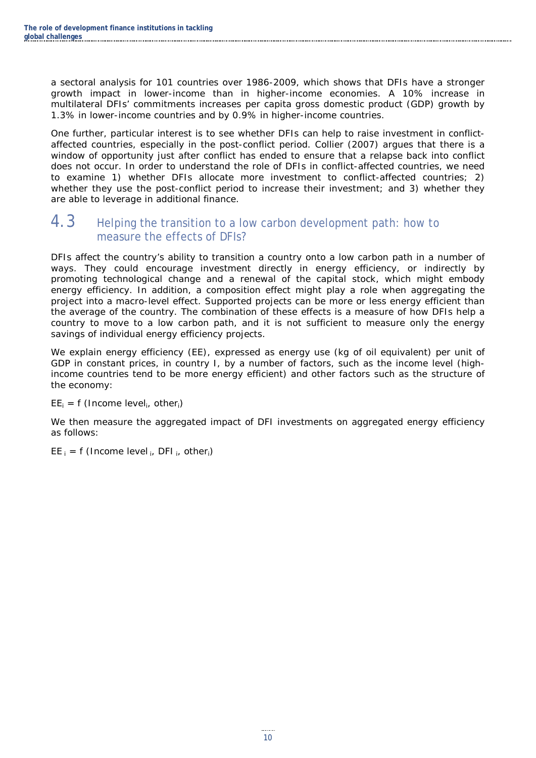a sectoral analysis for 101 countries over 1986-2009, which shows that DFIs have a stronger growth impact in lower-income than in higher-income economies. A 10% increase in multilateral DFIs' commitments increases per capita gross domestic product (GDP) growth by 1.3% in lower-income countries and by 0.9% in higher-income countries.

One further, particular interest is to see whether DFIs can help to raise investment in conflict-affected countries, especially in the post-conflict period. Collier (2007) argues that there is a window of opportunity just after conflict has ended to ensure that a relapse back into conflict does not occur. In order to understand the role of DFIs in conflict-affected countries, we need to examine 1) whether DFIs allocate more investment to conflict-affected countries; 2) whether they use the post-conflict period to increase their investment; and 3) whether they are able to leverage in additional finance.

## 4.3 Helping the transition to a low carbon development path: how to measure the effects of DFIs?

DFIs affect the country's ability to transition a country onto a low carbon path in a number of ways. They could encourage investment directly in energy efficiency, or indirectly by promoting technological change and a renewal of the capital stock, which might embody energy efficiency. In addition, a composition effect might play a role when aggregating the project into a macro-level effect. Supported projects can be more or less energy efficient than the average of the country. The combination of these effects is a measure of how DFIs help a country to move to a low carbon path, and it is not sufficient to measure only the energy savings of individual energy efficiency projects.

We explain energy efficiency (EE), expressed as energy use (kg of oil equivalent) per unit of GDP in constant prices, in country I, by a number of factors, such as the income level (high-income countries tend to be more energy efficient) and other factors such as the structure of the economy:

$EE_i = f\ (\text{Income level}_i, \text{other}_i)$

We then measure the aggregated impact of DFI investments on aggregated energy efficiency as follows:

$EE_i = f\ (\text{Income level}_i, DFI_i, \text{other}_i)$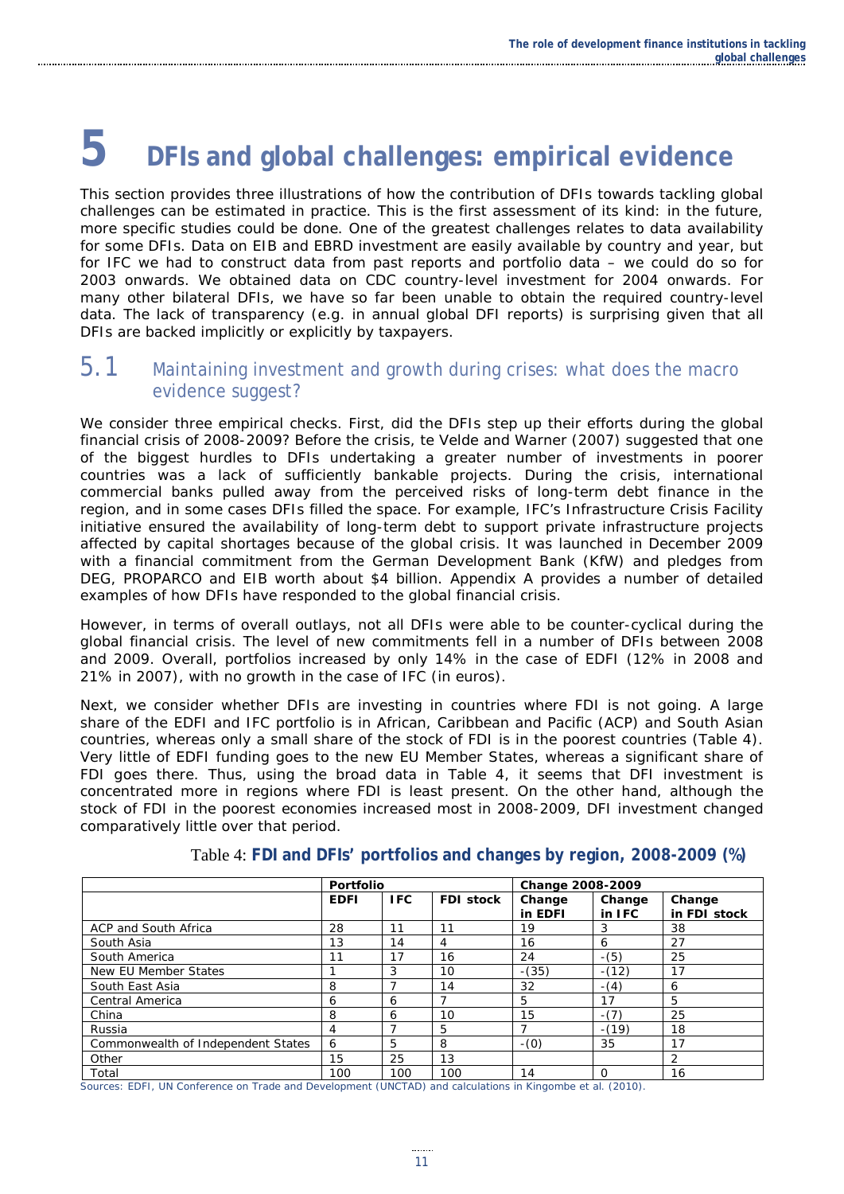# 5 DFIs and global challenges: empirical evidence

This section provides three illustrations of how the contribution of DFIs towards tackling global challenges can be estimated in practice. This is the first assessment of its kind: in the future, more specific studies could be done. One of the greatest challenges relates to data availability for some DFIs. Data on EIB and EBRD investment are easily available by country and year, but for IFC we had to construct data from past reports and portfolio data – we could do so for 2003 onwards. We obtained data on CDC country-level investment for 2004 onwards. For many other bilateral DFIs, we have so far been unable to obtain the required country-level data. The lack of transparency (e.g. in annual global DFI reports) is surprising given that all DFIs are backed implicitly or explicitly by taxpayers.

## 5.1 Maintaining investment and growth during crises: what does the macro evidence suggest?

We consider three empirical checks. First, did the DFIs step up their efforts during the global financial crisis of 2008-2009? Before the crisis, te Velde and Warner (2007) suggested that one of the biggest hurdles to DFIs undertaking a greater number of investments in poorer countries was a lack of sufficiently bankable projects. During the crisis, international commercial banks pulled away from the perceived risks of long-term debt finance in the region, and in some cases DFIs filled the space. For example, IFC's Infrastructure Crisis Facility initiative ensured the availability of long-term debt to support private infrastructure projects affected by capital shortages because of the global crisis. It was launched in December 2009 with a financial commitment from the German Development Bank (KfW) and pledges from DEG, PROPARCO and EIB worth about $4 billion. Appendix A provides a number of detailed examples of how DFIs have responded to the global financial crisis.

However, in terms of overall outlays, not all DFIs were able to be counter-cyclical during the global financial crisis. The level of new commitments fell in a number of DFIs between 2008 and 2009. Overall, portfolios increased by only 14% in the case of EDFI (12% in 2008 and 21% in 2007), with no growth in the case of IFC (in euros).

Next, we consider whether DFIs are investing in countries where FDI is not going. A large share of the EDFI and IFC portfolio is in African, Caribbean and Pacific (ACP) and South Asian countries, whereas only a small share of the stock of FDI is in the poorest countries (Table 4). Very little of EDFI funding goes to the new EU Member States, whereas a significant share of FDI goes there. Thus, using the broad data in Table 4, it seems that DFI investment is concentrated more in regions where FDI is least present. On the other hand, although the stock of FDI in the poorest economies increased most in 2008-2009, DFI investment changed comparatively little over that period.

Table 4: **FDI and DFIs' portfolios and changes by region, 2008-2009 (%)**

| | Portfolio | | | Change 2008-2009 | | |
|---|---|---|---|---|---|---|
| | EDFI | IFC | FDI stock | Change in EDFI | Change in IFC | Change in FDI stock |
| ACP and South Africa | 28 | 11 | 11 | 19 | 3 | 38 |
| South Asia | 13 | 14 | 4 | 16 | 6 | 27 |
| South America | 11 | 17 | 16 | 24 | -(5) | 25 |
| New EU Member States | 1 | 3 | 10 | -(35) | -(12) | 17 |
| South East Asia | 8 | 7 | 14 | 32 | -(4) | 6 |
| Central America | 6 | 6 | 7 | 5 | 17 | 5 |
| China | 8 | 6 | 10 | 15 | -(7) | 25 |
| Russia | 4 | 7 | 5 | 7 | -(19) | 18 |
| Commonwealth of Independent States | 6 | 5 | 8 | -(0) | 35 | 17 |
| Other | 15 | 25 | 13 | | | 2 |
| Total | 100 | 100 | 100 | 14 | 0 | 16 |

Sources: EDFI, UN Conference on Trade and Development (UNCTAD) and calculations in Kingombe et al. (2010).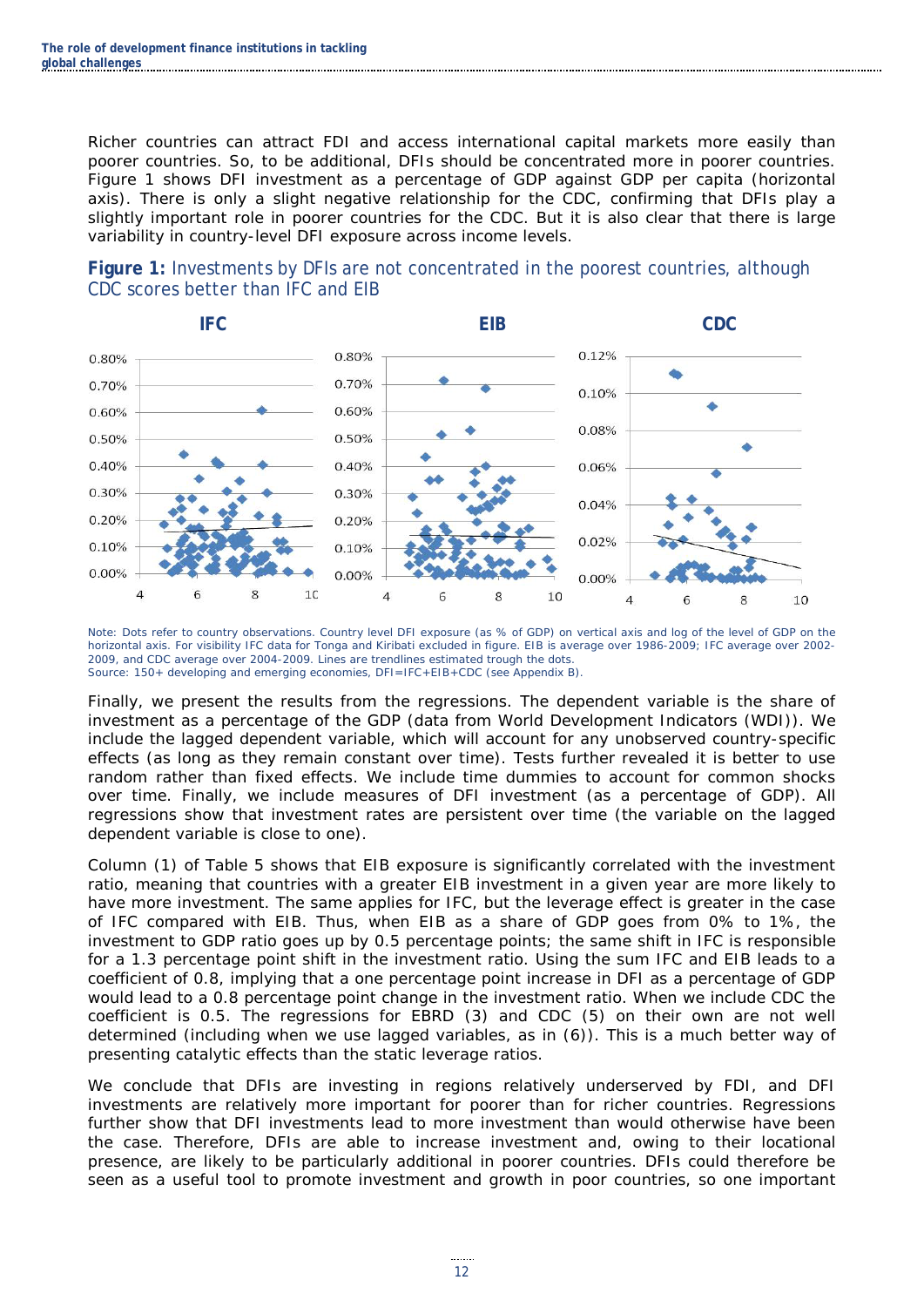Richer countries can attract FDI and access international capital markets more easily than poorer countries. So, to be additional, DFIs should be concentrated more in poorer countries. Figure 1 shows DFI investment as a percentage of GDP against GDP per capita (horizontal axis). There is only a slight negative relationship for the CDC, confirming that DFIs play a slightly important role in poorer countries for the CDC. But it is also clear that there is large variability in country-level DFI exposure across income levels.

**Figure 1:** Investments by DFIs are not concentrated in the poorest countries, although CDC scores better than IFC and EIB

Note: Dots refer to country observations. Country level DFI exposure (as % of GDP) on vertical axis and log of the level of GDP on the horizontal axis. For visibility IFC data for Tonga and Kiribati excluded in figure. EIB is average over 1986-2009; IFC average over 2002-2009, and CDC average over 2004-2009. Lines are trendlines estimated trough the dots.
Source: 150+ developing and emerging economies, DFI=IFC+EIB+CDC (see Appendix B).

Finally, we present the results from the regressions. The dependent variable is the share of investment as a percentage of the GDP (data from World Development Indicators (WDI)). We include the lagged dependent variable, which will account for any unobserved country-specific effects (as long as they remain constant over time). Tests further revealed it is better to use random rather than fixed effects. We include time dummies to account for common shocks over time. Finally, we include measures of DFI investment (as a percentage of GDP). All regressions show that investment rates are persistent over time (the variable on the lagged dependent variable is close to one).

Column (1) of Table 5 shows that EIB exposure is significantly correlated with the investment ratio, meaning that countries with a greater EIB investment in a given year are more likely to have more investment. The same applies for IFC, but the leverage effect is greater in the case of IFC compared with EIB. Thus, when EIB as a share of GDP goes from 0% to 1%, the investment to GDP ratio goes up by 0.5 percentage points; the same shift in IFC is responsible for a 1.3 percentage point shift in the investment ratio. Using the sum IFC and EIB leads to a coefficient of 0.8, implying that a one percentage point increase in DFI as a percentage of GDP would lead to a 0.8 percentage point change in the investment ratio. When we include CDC the coefficient is 0.5. The regressions for EBRD (3) and CDC (5) on their own are not well determined (including when we use lagged variables, as in (6)). This is a much better way of presenting catalytic effects than the static leverage ratios.

We conclude that DFIs are investing in regions relatively underserved by FDI, and DFI investments are relatively more important for poorer than for richer countries. Regressions further show that DFI investments lead to more investment than would otherwise have been the case. Therefore, DFIs are able to increase investment and, owing to their locational presence, are likely to be particularly additional in poorer countries. DFIs could therefore be seen as a useful tool to promote investment and growth in poor countries, so one important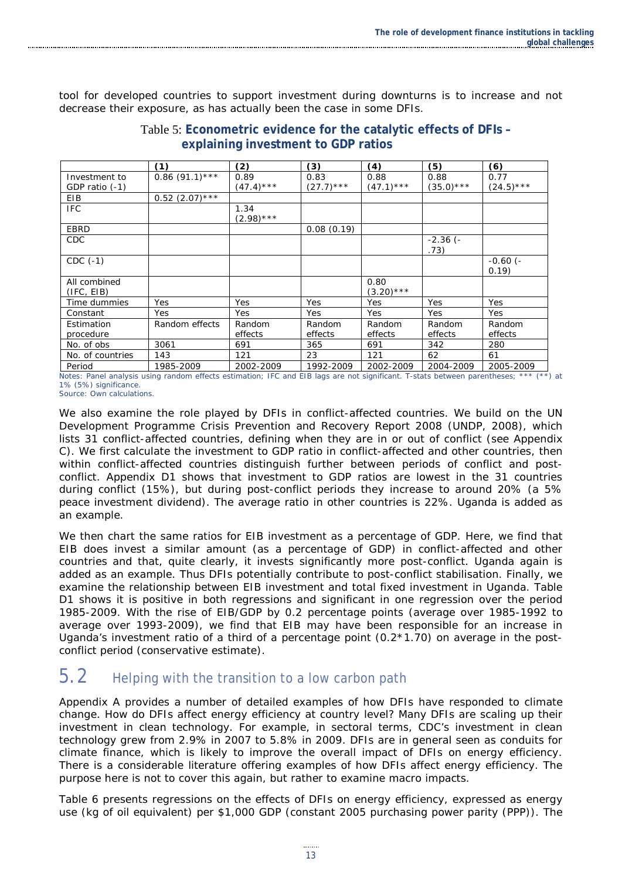tool for developed countries to support investment during downturns is to increase and not decrease their exposure, as has actually been the case in some DFIs.

Table 5: **Econometric evidence for the catalytic effects of DFIs – explaining investment to GDP ratios**

| | (1) | (2) | (3) | (4) | (5) | (6) |
|---|---|---|---|---|---|---|
| Investment to GDP ratio (-1) | 0.86 (91.1)*** | 0.89 (47.4)*** | 0.83 (27.7)*** | 0.88 (47.1)*** | 0.88 (35.0)*** | 0.77 (24.5)*** |
| EIB | 0.52 (2.07)*** | | | | | |
| IFC | | 1.34 (2.98)*** | | | | |
| EBRD | | | 0.08 (0.19) | | | |
| CDC | | | | | -2.36 (-.73) | |
| CDC (-1) | | | | | | -0.60 (-0.19) |
| All combined (IFC, EIB) | | | | 0.80 (3.20)*** | | |
| Time dummies | Yes | Yes | Yes | Yes | Yes | Yes |
| Constant | Yes | Yes | Yes | Yes | Yes | Yes |
| Estimation procedure | Random effects | Random effects | Random effects | Random effects | Random effects | Random effects |
| No. of obs | 3061 | 691 | 365 | 691 | 342 | 280 |
| No. of countries | 143 | 121 | 23 | 121 | 62 | 61 |
| Period | 1985-2009 | 2002-2009 | 1992-2009 | 2002-2009 | 2004-2009 | 2005-2009 |

Notes: Panel analysis using random effects estimation; IFC and EIB lags are not significant. T-stats between parentheses; *** (**) at 1% (5%) significance.
Source: Own calculations.

We also examine the role played by DFIs in conflict-affected countries. We build on the UN Development Programme Crisis Prevention and Recovery Report 2008 (UNDP, 2008), which lists 31 conflict-affected countries, defining when they are in or out of conflict (see Appendix C). We first calculate the investment to GDP ratio in conflict-affected and other countries, then within conflict-affected countries distinguish further between periods of conflict and post-conflict. Appendix D1 shows that investment to GDP ratios are lowest in the 31 countries during conflict (15%), but during post-conflict periods they increase to around 20% (a 5% peace investment dividend). The average ratio in other countries is 22%. Uganda is added as an example.

We then chart the same ratios for EIB investment as a percentage of GDP. Here, we find that EIB does invest a similar amount (as a percentage of GDP) in conflict-affected and other countries and that, quite clearly, it invests significantly more post-conflict. Uganda again is added as an example. Thus DFIs potentially contribute to post-conflict stabilisation. Finally, we examine the relationship between EIB investment and total fixed investment in Uganda. Table D1 shows it is positive in both regressions and significant in one regression over the period 1985-2009. With the rise of EIB/GDP by 0.2 percentage points (average over 1985-1992 to average over 1993-2009), we find that EIB may have been responsible for an increase in Uganda's investment ratio of a third of a percentage point (0.2*1.70) on average in the post-conflict period (conservative estimate).

## 5.2 Helping with the transition to a low carbon path

Appendix A provides a number of detailed examples of how DFIs have responded to climate change. How do DFIs affect energy efficiency at country level? Many DFIs are scaling up their investment in clean technology. For example, in sectoral terms, CDC's investment in clean technology grew from 2.9% in 2007 to 5.8% in 2009. DFIs are in general seen as conduits for climate finance, which is likely to improve the overall impact of DFIs on energy efficiency. There is a considerable literature offering examples of how DFIs affect energy efficiency. The purpose here is not to cover this again, but rather to examine macro impacts.

Table 6 presents regressions on the effects of DFIs on energy efficiency, expressed as energy use (kg of oil equivalent) per $1,000 GDP (constant 2005 purchasing power parity (PPP)). The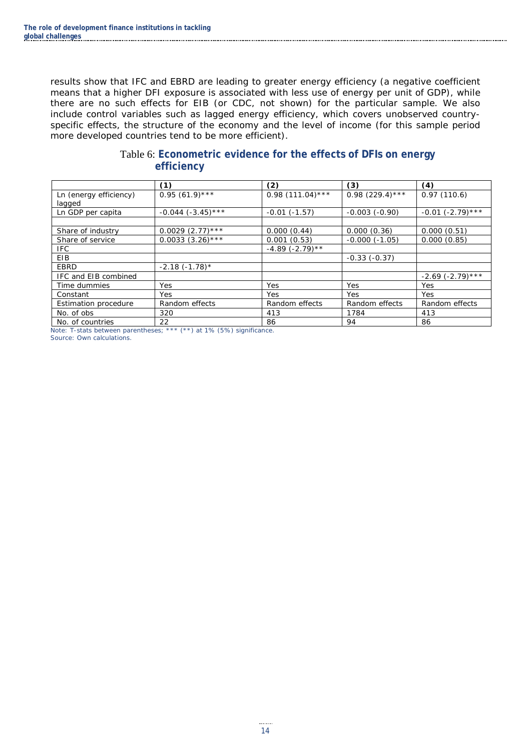results show that IFC and EBRD are leading to greater energy efficiency (a negative coefficient means that a higher DFI exposure is associated with less use of energy per unit of GDP), while there are no such effects for EIB (or CDC, not shown) for the particular sample. We also include control variables such as lagged energy efficiency, which covers unobserved country-specific effects, the structure of the economy and the level of income (for this sample period more developed countries tend to be more efficient).

Table 6: **Econometric evidence for the effects of DFIs on energy efficiency**

| | (1) | (2) | (3) | (4) |
|---|---|---|---|---|
| Ln (energy efficiency) lagged | 0.95 (61.9)*** | 0.98 (111.04)*** | 0.98 (229.4)*** | 0.97 (110.6) |
| Ln GDP per capita | -0.044 (-3.45)*** | -0.01 (-1.57) | -0.003 (-0.90) | -0.01 (-2.79)*** |
| | | | | |
| Share of industry | 0.0029 (2.77)*** | 0.000 (0.44) | 0.000 (0.36) | 0.000 (0.51) |
| Share of service | 0.0033 (3.26)*** | 0.001 (0.53) | -0.000 (-1.05) | 0.000 (0.85) |
| IFC | | -4.89 (-2.79)** | | |
| EIB | | | -0.33 (-0.37) | |
| EBRD | -2.18 (-1.78)* | | | |
| IFC and EIB combined | | | | -2.69 (-2.79)*** |
| Time dummies | Yes | Yes | Yes | Yes |
| Constant | Yes | Yes | Yes | Yes |
| Estimation procedure | Random effects | Random effects | Random effects | Random effects |
| No. of obs | 320 | 413 | 1784 | 413 |
| No. of countries | 22 | 86 | 94 | 86 |

Note: T-stats between parentheses; *** (**) at 1% (5%) significance.
Source: Own calculations.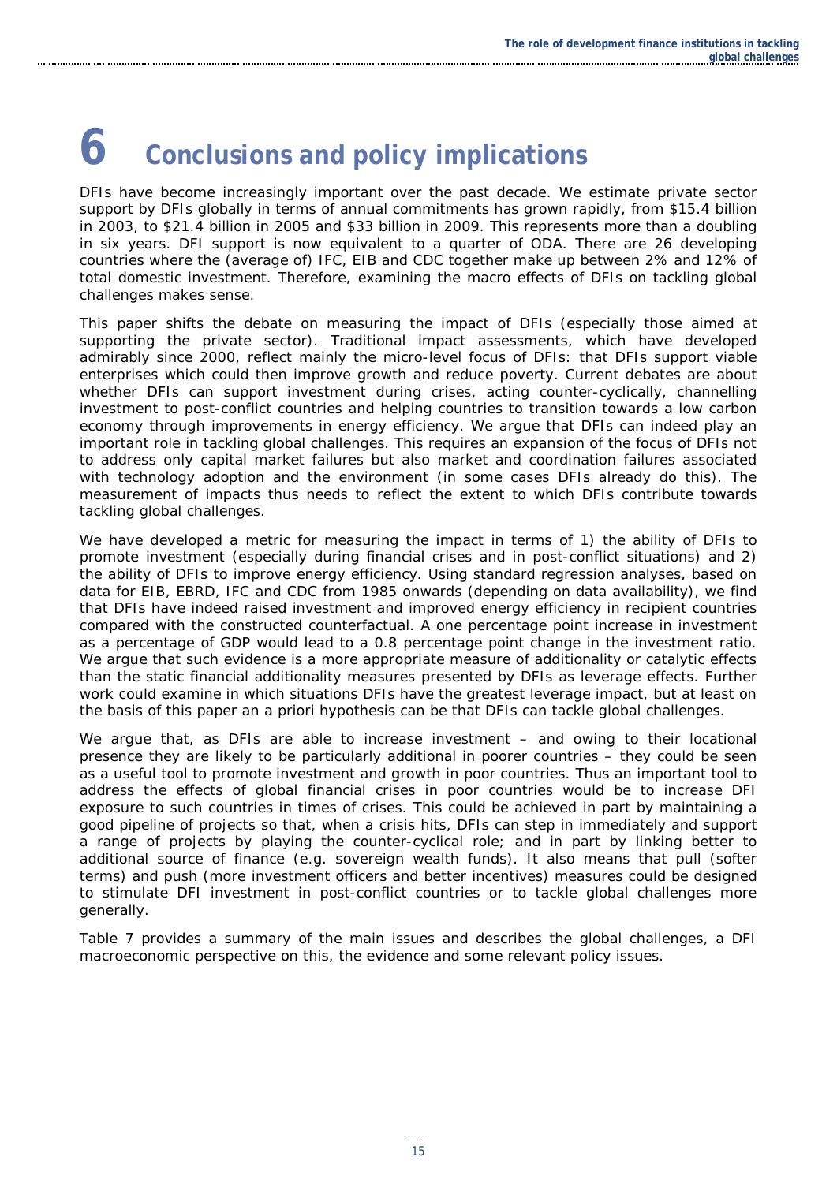# 6 Conclusions and policy implications

DFIs have become increasingly important over the past decade. We estimate private sector support by DFIs globally in terms of annual commitments has grown rapidly, from $15.4 billion in 2003, to $21.4 billion in 2005 and $33 billion in 2009. This represents more than a doubling in six years. DFI support is now equivalent to a quarter of ODA. There are 26 developing countries where the (average of) IFC, EIB and CDC together make up between 2% and 12% of total domestic investment. Therefore, examining the macro effects of DFIs on tackling global challenges makes sense.

This paper shifts the debate on measuring the impact of DFIs (especially those aimed at supporting the private sector). Traditional impact assessments, which have developed admirably since 2000, reflect mainly the micro-level focus of DFIs: that DFIs support viable enterprises which could then improve growth and reduce poverty. Current debates are about whether DFIs can support investment during crises, acting counter-cyclically, channelling investment to post-conflict countries and helping countries to transition towards a low carbon economy through improvements in energy efficiency. We argue that DFIs can indeed play an important role in tackling global challenges. This requires an expansion of the focus of DFIs not to address only capital market failures but also market and coordination failures associated with technology adoption and the environment (in some cases DFIs already do this). The measurement of impacts thus needs to reflect the extent to which DFIs contribute towards tackling global challenges.

We have developed a metric for measuring the impact in terms of 1) the ability of DFIs to promote investment (especially during financial crises and in post-conflict situations) and 2) the ability of DFIs to improve energy efficiency. Using standard regression analyses, based on data for EIB, EBRD, IFC and CDC from 1985 onwards (depending on data availability), we find that DFIs have indeed raised investment and improved energy efficiency in recipient countries compared with the constructed counterfactual. A one percentage point increase in investment as a percentage of GDP would lead to a 0.8 percentage point change in the investment ratio. We argue that such evidence is a more appropriate measure of additionality or catalytic effects than the static financial additionality measures presented by DFIs as leverage effects. Further work could examine in which situations DFIs have the greatest leverage impact, but at least on the basis of this paper an a priori hypothesis can be that DFIs can tackle global challenges.

We argue that, as DFIs are able to increase investment – and owing to their locational presence they are likely to be particularly additional in poorer countries – they could be seen as a useful tool to promote investment and growth in poor countries. Thus an important tool to address the effects of global financial crises in poor countries would be to increase DFI exposure to such countries in times of crises. This could be achieved in part by maintaining a good pipeline of projects so that, when a crisis hits, DFIs can step in immediately and support a range of projects by playing the counter-cyclical role; and in part by linking better to additional source of finance (e.g. sovereign wealth funds). It also means that pull (softer terms) and push (more investment officers and better incentives) measures could be designed to stimulate DFI investment in post-conflict countries or to tackle global challenges more generally.

Table 7 provides a summary of the main issues and describes the global challenges, a DFI macroeconomic perspective on this, the evidence and some relevant policy issues.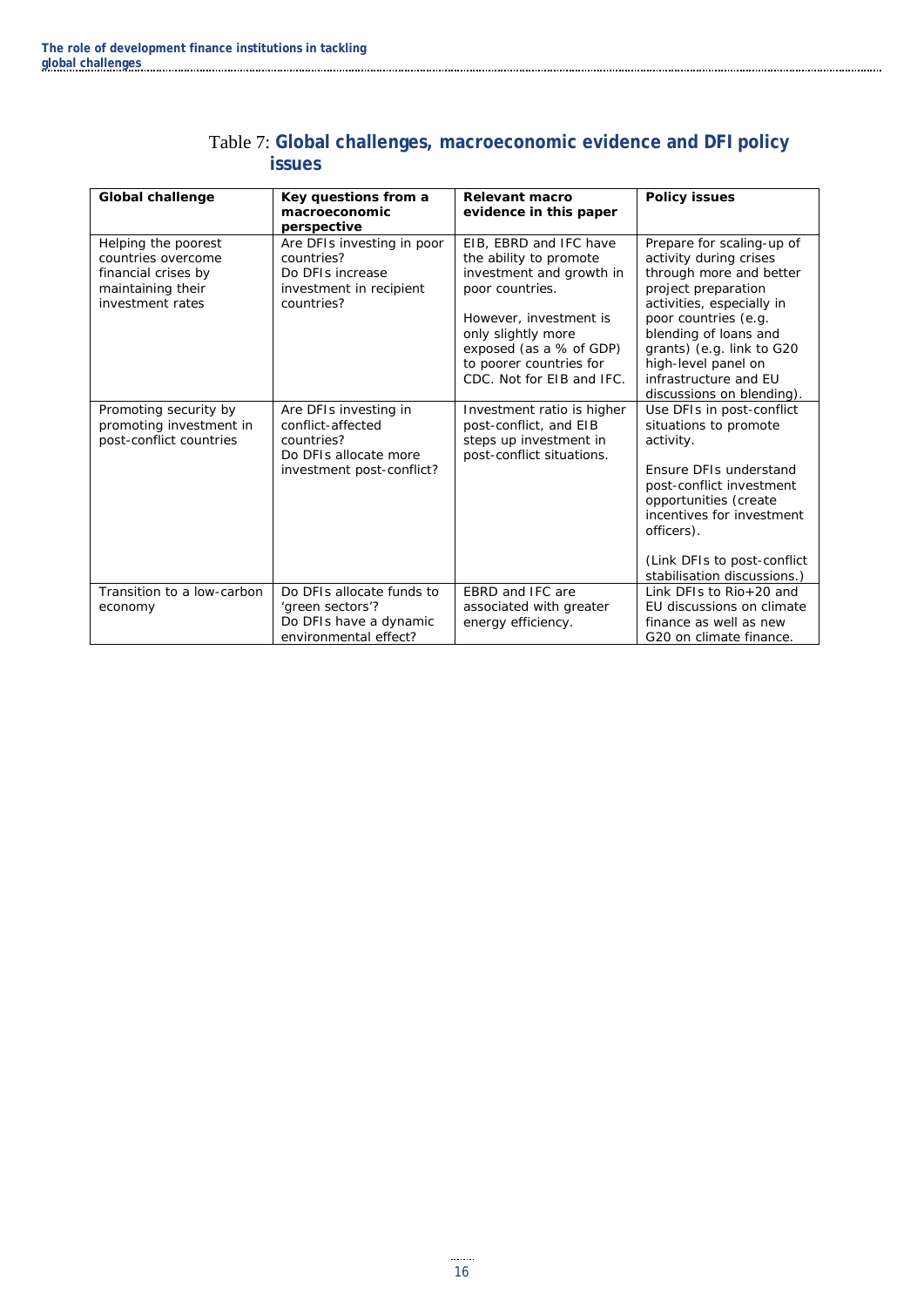Table 7: **Global challenges, macroeconomic evidence and DFI policy issues**

| Global challenge | Key questions from a macroeconomic perspective | Relevant macro evidence in this paper | Policy issues |
|---|---|---|---|
| Helping the poorest countries overcome financial crises by maintaining their investment rates | Are DFIs investing in poor countries? Do DFIs increase investment in recipient countries? | EIB, EBRD and IFC have the ability to promote investment and growth in poor countries. However, investment is only slightly more exposed (as a % of GDP) to poorer countries for CDC. Not for EIB and IFC. | Prepare for scaling-up of activity during crises through more and better project preparation activities, especially in poor countries (e.g. blending of loans and grants) (e.g. link to G20 high-level panel on infrastructure and EU discussions on blending). |
| Promoting security by promoting investment in post-conflict countries | Are DFIs investing in conflict-affected countries? Do DFIs allocate more investment post-conflict? | Investment ratio is higher post-conflict, and EIB steps up investment in post-conflict situations. | Use DFIs in post-conflict situations to promote activity. Ensure DFIs understand post-conflict investment opportunities (create incentives for investment officers). (Link DFIs to post-conflict stabilisation discussions.) |
| Transition to a low-carbon economy | Do DFIs allocate funds to 'green sectors'? Do DFIs have a dynamic environmental effect? | EBRD and IFC are associated with greater energy efficiency. | Link DFIs to Rio+20 and EU discussions on climate finance as well as new G20 on climate finance. |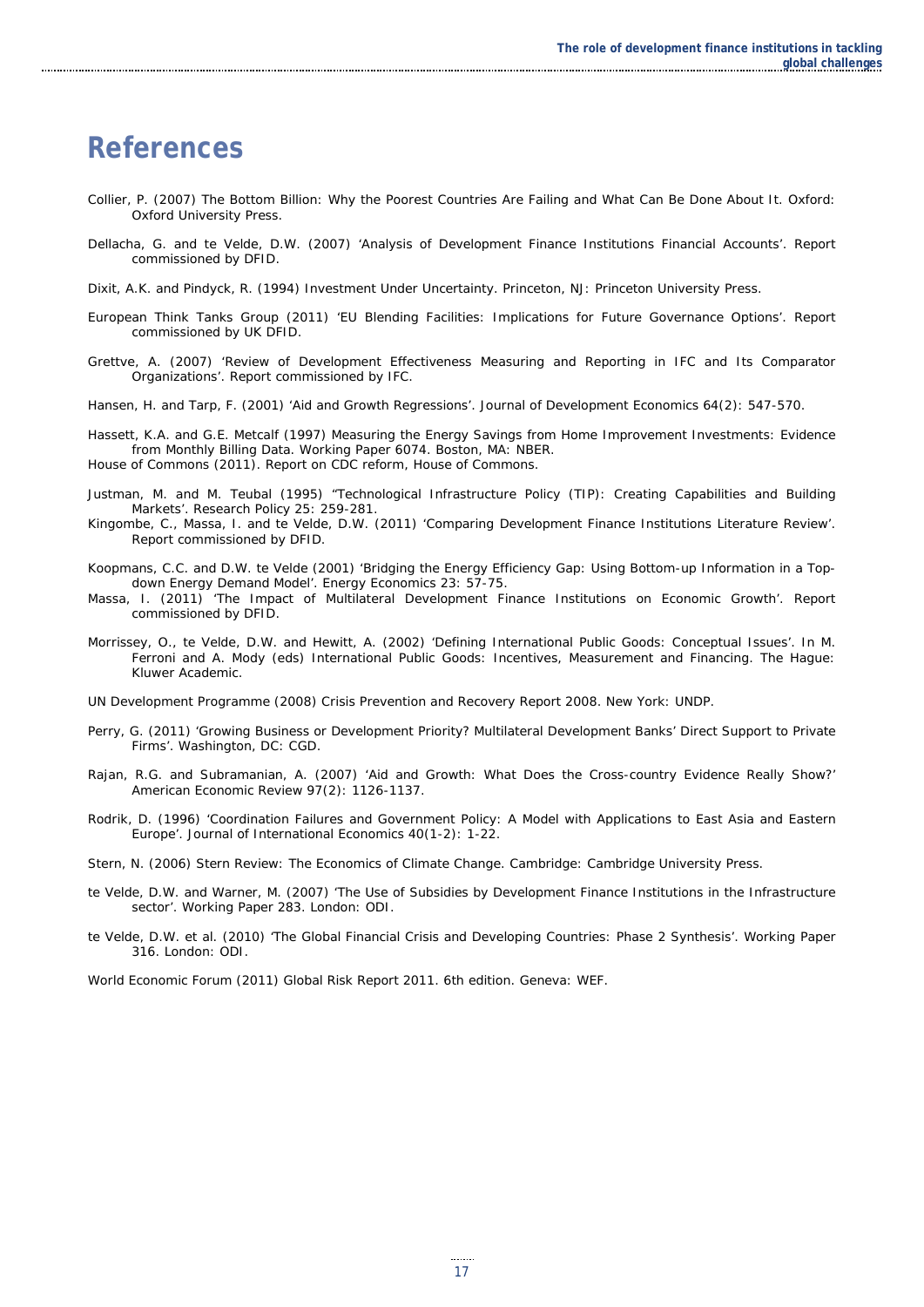# References

Collier, P. (2007) The Bottom Billion: Why the Poorest Countries Are Failing and What Can Be Done About It. Oxford: Oxford University Press.

Dellacha, G. and te Velde, D.W. (2007) 'Analysis of Development Finance Institutions Financial Accounts'. Report commissioned by DFID.

Dixit, A.K. and Pindyck, R. (1994) Investment Under Uncertainty. Princeton, NJ: Princeton University Press.

European Think Tanks Group (2011) 'EU Blending Facilities: Implications for Future Governance Options'. Report commissioned by UK DFID.

Grettve, A. (2007) 'Review of Development Effectiveness Measuring and Reporting in IFC and Its Comparator Organizations'. Report commissioned by IFC.

Hansen, H. and Tarp, F. (2001) 'Aid and Growth Regressions'. Journal of Development Economics 64(2): 547-570.

Hassett, K.A. and G.E. Metcalf (1997) Measuring the Energy Savings from Home Improvement Investments: Evidence from Monthly Billing Data. Working Paper 6074. Boston, MA: NBER.

House of Commons (2011). Report on CDC reform, House of Commons.

Justman, M. and M. Teubal (1995) "Technological Infrastructure Policy (TIP): Creating Capabilities and Building Markets'. Research Policy 25: 259-281.

Kingombe, C., Massa, I. and te Velde, D.W. (2011) 'Comparing Development Finance Institutions Literature Review'. Report commissioned by DFID.

Koopmans, C.C. and D.W. te Velde (2001) 'Bridging the Energy Efficiency Gap: Using Bottom-up Information in a Top-down Energy Demand Model'. Energy Economics 23: 57-75.

Massa, I. (2011) 'The Impact of Multilateral Development Finance Institutions on Economic Growth'. Report commissioned by DFID.

Morrissey, O., te Velde, D.W. and Hewitt, A. (2002) 'Defining International Public Goods: Conceptual Issues'. In M. Ferroni and A. Mody (eds) International Public Goods: Incentives, Measurement and Financing. The Hague: Kluwer Academic.

UN Development Programme (2008) Crisis Prevention and Recovery Report 2008. New York: UNDP.

Perry, G. (2011) 'Growing Business or Development Priority? Multilateral Development Banks' Direct Support to Private Firms'. Washington, DC: CGD.

Rajan, R.G. and Subramanian, A. (2007) 'Aid and Growth: What Does the Cross-country Evidence Really Show?' American Economic Review 97(2): 1126-1137.

Rodrik, D. (1996) 'Coordination Failures and Government Policy: A Model with Applications to East Asia and Eastern Europe'. Journal of International Economics 40(1-2): 1-22.

Stern, N. (2006) Stern Review: The Economics of Climate Change. Cambridge: Cambridge University Press.

te Velde, D.W. and Warner, M. (2007) 'The Use of Subsidies by Development Finance Institutions in the Infrastructure sector'. Working Paper 283. London: ODI.

te Velde, D.W. et al. (2010) 'The Global Financial Crisis and Developing Countries: Phase 2 Synthesis'. Working Paper 316. London: ODI.

World Economic Forum (2011) Global Risk Report 2011. 6th edition. Geneva: WEF.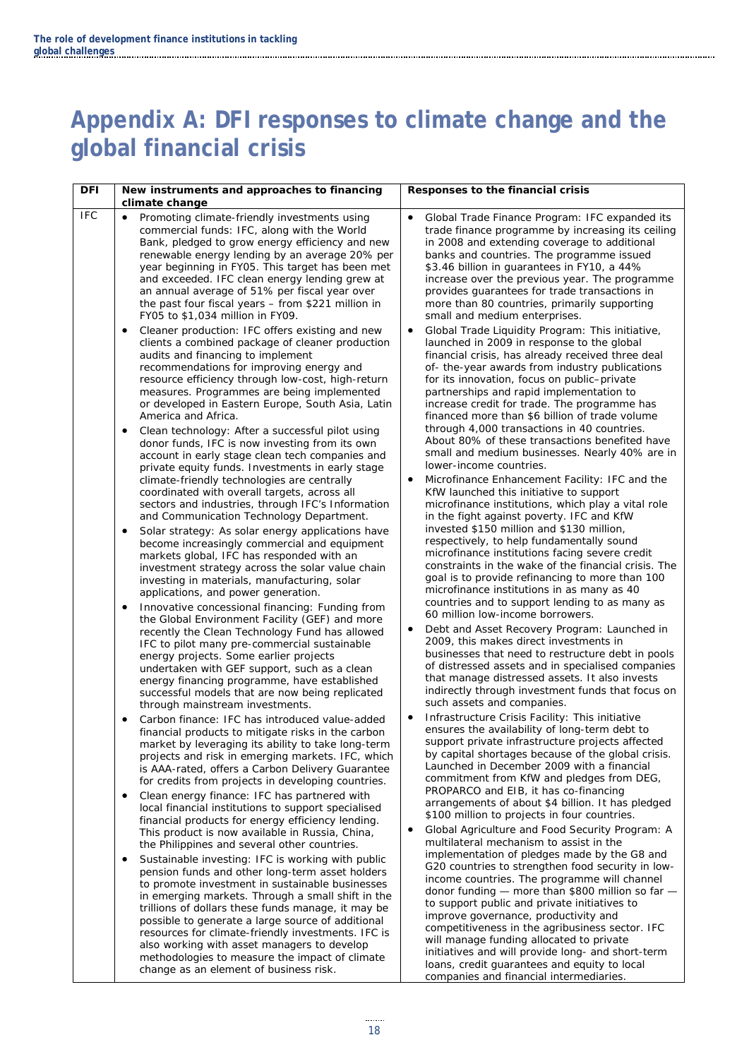# Appendix A: DFI responses to climate change and the global financial crisis

| DFI | New instruments and approaches to financing climate change | Responses to the financial crisis |
|---|---|---|
| IFC | • Promoting climate-friendly investments using commercial funds: IFC, along with the World Bank, pledged to grow energy efficiency and new renewable energy lending by an average 20% per year beginning in FY05. This target has been met and exceeded. IFC clean energy lending grew at an annual average of 51% per fiscal year over the past four fiscal years – from $221 million in FY05 to $1,034 million in FY09.<br>• Cleaner production: IFC offers existing and new clients a combined package of cleaner production audits and financing to implement recommendations for improving energy and resource efficiency through low-cost, high-return measures. Programmes are being implemented or developed in Eastern Europe, South Asia, Latin America and Africa.<br>• Clean technology: After a successful pilot using donor funds, IFC is now investing from its own account in early stage clean tech companies and private equity funds. Investments in early stage climate-friendly technologies are centrally coordinated with overall targets, across all sectors and industries, through IFC's Information and Communication Technology Department.<br>• Solar strategy: As solar energy applications have become increasingly commercial and equipment markets global, IFC has responded with an investment strategy across the solar value chain investing in materials, manufacturing, solar applications, and power generation.<br>• Innovative concessional financing: Funding from the Global Environment Facility (GEF) and more recently the Clean Technology Fund has allowed IFC to pilot many pre-commercial sustainable energy projects. Some earlier projects undertaken with GEF support, such as a clean energy financing programme, have established successful models that are now being replicated through mainstream investments.<br>• Carbon finance: IFC has introduced value-added financial products to mitigate risks in the carbon market by leveraging its ability to take long-term projects and risk in emerging markets. IFC, which is AAA-rated, offers a Carbon Delivery Guarantee for credits from projects in developing countries.<br>• Clean energy finance: IFC has partnered with local financial institutions to support specialised financial products for energy efficiency lending. This product is now available in Russia, China, the Philippines and several other countries.<br>• Sustainable investing: IFC is working with public pension funds and other long-term asset holders to promote investment in sustainable businesses in emerging markets. Through a small shift in the trillions of dollars these funds manage, it may be possible to generate a large source of additional resources for climate-friendly investments. IFC is also working with asset managers to develop methodologies to measure the impact of climate change as an element of business risk. | • Global Trade Finance Program: IFC expanded its trade finance programme by increasing its ceiling in 2008 and extending coverage to additional banks and countries. The programme issued $3.46 billion in guarantees in FY10, a 44% increase over the previous year. The programme provides guarantees for trade transactions in more than 80 countries, primarily supporting small and medium enterprises.<br>• Global Trade Liquidity Program: This initiative, launched in 2009 in response to the global financial crisis, has already received three deal of- the-year awards from industry publications for its innovation, focus on public–private partnerships and rapid implementation to increase credit for trade. The programme has financed more than $6 billion of trade volume through 4,000 transactions in 40 countries. About 80% of these transactions benefited have small and medium businesses. Nearly 40% are in lower-income countries.<br>• Microfinance Enhancement Facility: IFC and the KfW launched this initiative to support microfinance institutions, which play a vital role in the fight against poverty. IFC and KfW invested $150 million and $130 million, respectively, to help fundamentally sound microfinance institutions facing severe credit constraints in the wake of the financial crisis. The goal is to provide refinancing to more than 100 microfinance institutions in as many as 40 countries and to support lending to as many as 60 million low-income borrowers.<br>• Debt and Asset Recovery Program: Launched in 2009, this makes direct investments in businesses that need to restructure debt in pools of distressed assets and in specialised companies that manage distressed assets. It also invests indirectly through investment funds that focus on such assets and companies.<br>• Infrastructure Crisis Facility: This initiative ensures the availability of long-term debt to support private infrastructure projects affected by capital shortages because of the global crisis. Launched in December 2009 with a financial commitment from KfW and pledges from DEG, PROPARCO and EIB, it has co-financing arrangements of about $4 billion. It has pledged $100 million to projects in four countries.<br>• Global Agriculture and Food Security Program: A multilateral mechanism to assist in the implementation of pledges made by the G8 and G20 countries to strengthen food security in low-income countries. The programme will channel donor funding — more than $800 million so far — to support public and private initiatives to improve governance, productivity and competitiveness in the agribusiness sector. IFC will manage funding allocated to private initiatives and will provide long- and short-term loans, credit guarantees and equity to local companies and financial intermediaries. |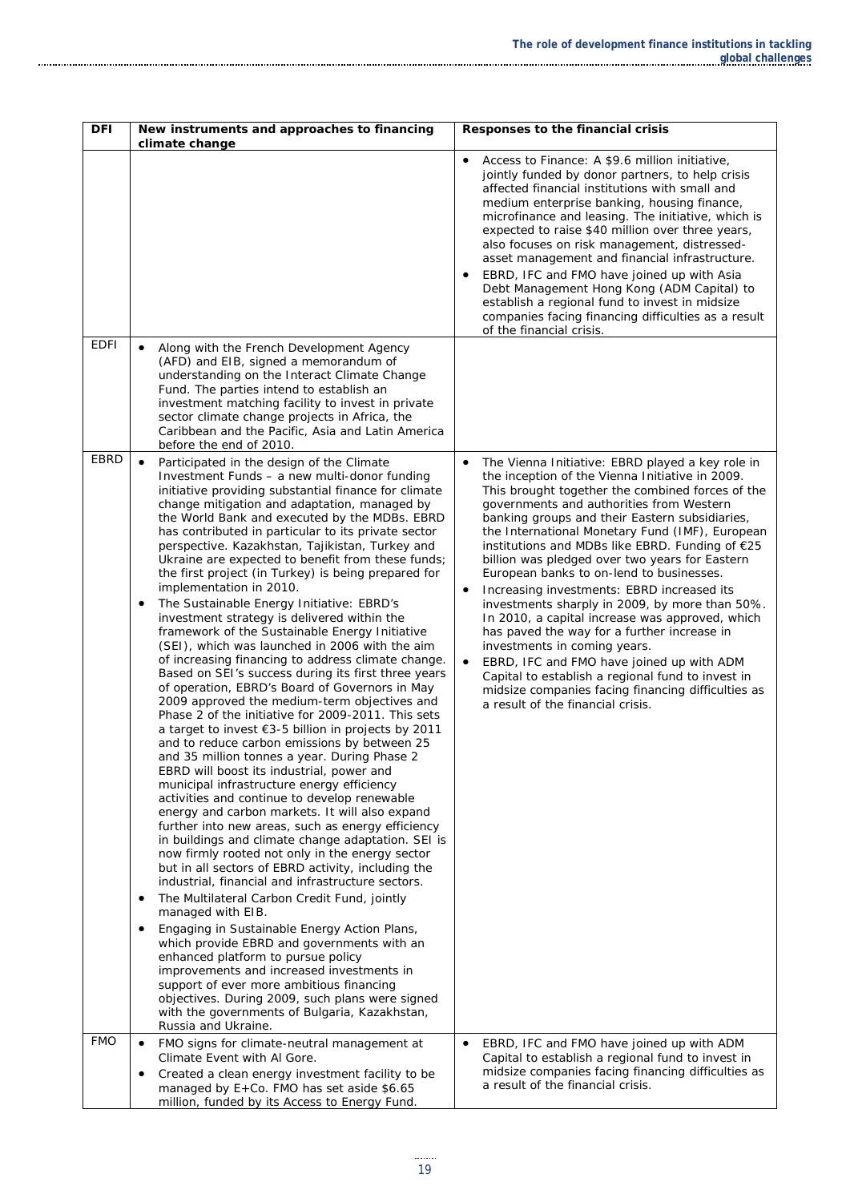| DFI | New instruments and approaches to financing climate change | Responses to the financial crisis |
|---|---|---|
| | | • Access to Finance: A $9.6 million initiative, jointly funded by donor partners, to help crisis affected financial institutions with small and medium enterprise banking, housing finance, microfinance and leasing. The initiative, which is expected to raise $40 million over three years, also focuses on risk management, distressed-asset management and financial infrastructure.<br>• EBRD, IFC and FMO have joined up with Asia Debt Management Hong Kong (ADM Capital) to establish a regional fund to invest in midsize companies facing financing difficulties as a result of the financial crisis. |
| EDFI | • Along with the French Development Agency (AFD) and EIB, signed a memorandum of understanding on the Interact Climate Change Fund. The parties intend to establish an investment matching facility to invest in private sector climate change projects in Africa, the Caribbean and the Pacific, Asia and Latin America before the end of 2010. | |
| EBRD | • Participated in the design of the Climate Investment Funds – a new multi-donor funding initiative providing substantial finance for climate change mitigation and adaptation, managed by the World Bank and executed by the MDBs. EBRD has contributed in particular to its private sector perspective. Kazakhstan, Tajikistan, Turkey and Ukraine are expected to benefit from these funds; the first project (in Turkey) is being prepared for implementation in 2010.<br>• The Sustainable Energy Initiative: EBRD's investment strategy is delivered within the framework of the Sustainable Energy Initiative (SEI), which was launched in 2006 with the aim of increasing financing to address climate change. Based on SEI's success during its first three years of operation, EBRD's Board of Governors in May 2009 approved the medium-term objectives and Phase 2 of the initiative for 2009-2011. This sets a target to invest €3-5 billion in projects by 2011 and to reduce carbon emissions by between 25 and 35 million tonnes a year. During Phase 2 EBRD will boost its industrial, power and municipal infrastructure energy efficiency activities and continue to develop renewable energy and carbon markets. It will also expand further into new areas, such as energy efficiency in buildings and climate change adaptation. SEI is now firmly rooted not only in the energy sector but in all sectors of EBRD activity, including the industrial, financial and infrastructure sectors.<br>• The Multilateral Carbon Credit Fund, jointly managed with EIB.<br>• Engaging in Sustainable Energy Action Plans, which provide EBRD and governments with an enhanced platform to pursue policy improvements and increased investments in support of ever more ambitious financing objectives. During 2009, such plans were signed with the governments of Bulgaria, Kazakhstan, Russia and Ukraine. | • The Vienna Initiative: EBRD played a key role in the inception of the Vienna Initiative in 2009. This brought together the combined forces of the governments and authorities from Western banking groups and their Eastern subsidiaries, the International Monetary Fund (IMF), European institutions and MDBs like EBRD. Funding of €25 billion was pledged over two years for Eastern European banks to on-lend to businesses.<br>• Increasing investments: EBRD increased its investments sharply in 2009, by more than 50%. In 2010, a capital increase was approved, which has paved the way for a further increase in investments in coming years.<br>• EBRD, IFC and FMO have joined up with ADM Capital to establish a regional fund to invest in midsize companies facing financing difficulties as a result of the financial crisis. |
| FMO | • FMO signs for climate-neutral management at Climate Event with Al Gore.<br>• Created a clean energy investment facility to be managed by E+Co. FMO has set aside $6.65 million, funded by its Access to Energy Fund. | • EBRD, IFC and FMO have joined up with ADM Capital to establish a regional fund to invest in midsize companies facing financing difficulties as a result of the financial crisis. |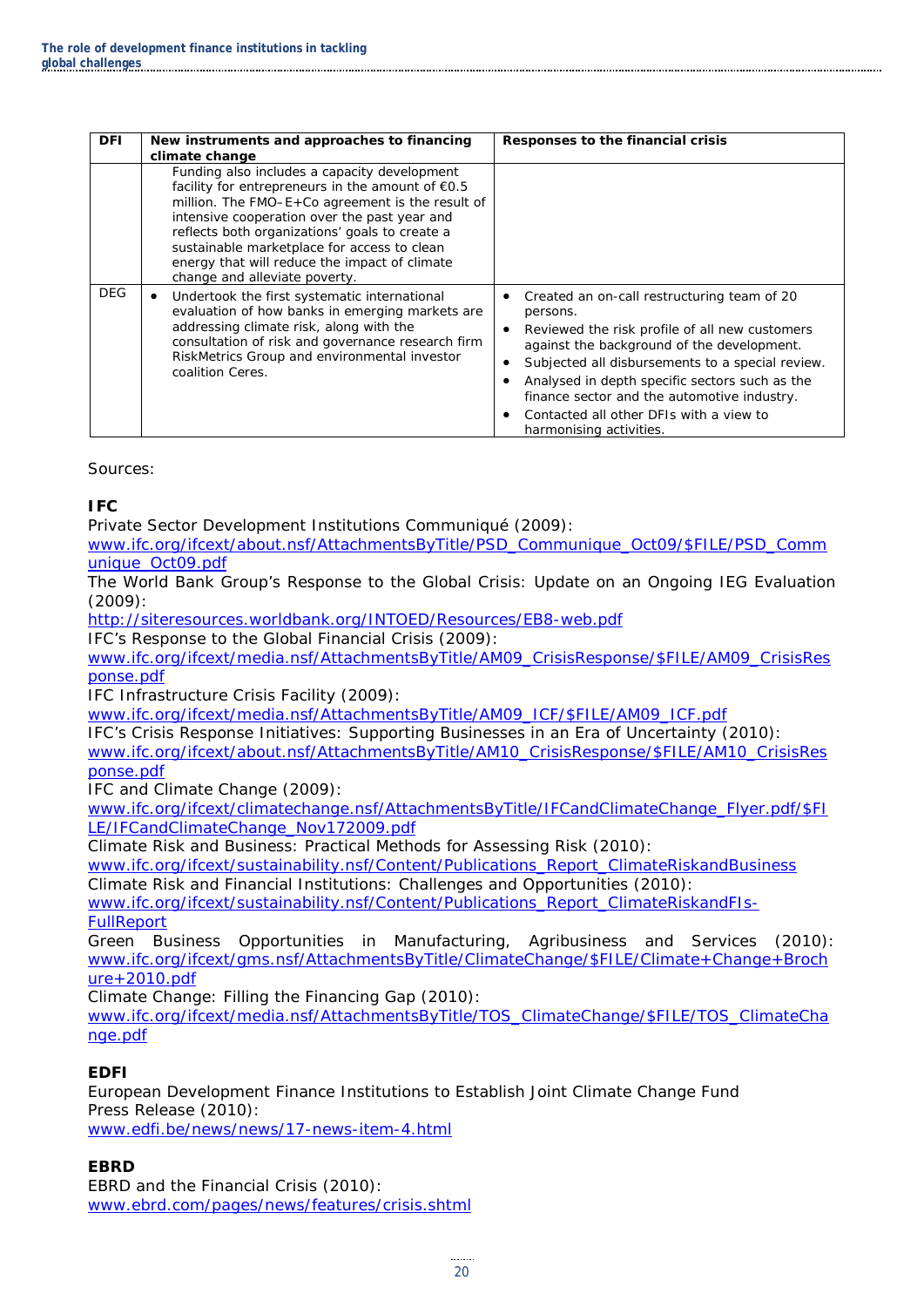| DFI | New instruments and approaches to financing climate change | Responses to the financial crisis |
|---|---|---|
| | Funding also includes a capacity development facility for entrepreneurs in the amount of €0.5 million. The FMO–E+Co agreement is the result of intensive cooperation over the past year and reflects both organizations' goals to create a sustainable marketplace for access to clean energy that will reduce the impact of climate change and alleviate poverty. | |
| DEG | • Undertook the first systematic international evaluation of how banks in emerging markets are addressing climate risk, along with the consultation of risk and governance research firm RiskMetrics Group and environmental investor coalition Ceres. | • Created an on-call restructuring team of 20 persons.<br>• Reviewed the risk profile of all new customers against the background of the development.<br>• Subjected all disbursements to a special review.<br>• Analysed in depth specific sectors such as the finance sector and the automotive industry.<br>• Contacted all other DFIs with a view to harmonising activities. |

Sources:

**IFC**

Private Sector Development Institutions Communiqué (2009):
www.ifc.org/ifcext/about.nsf/AttachmentsByTitle/PSD_Communique_Oct09/$FILE/PSD_Communique_Oct09.pdf

The World Bank Group's Response to the Global Crisis: Update on an Ongoing IEG Evaluation (2009):
http://siteresources.worldbank.org/INTOED/Resources/EB8-web.pdf

IFC's Response to the Global Financial Crisis (2009):
www.ifc.org/ifcext/media.nsf/AttachmentsByTitle/AM09_CrisisResponse/$FILE/AM09_CrisisResponse.pdf

IFC Infrastructure Crisis Facility (2009):
www.ifc.org/ifcext/media.nsf/AttachmentsByTitle/AM09_ICF/$FILE/AM09_ICF.pdf

IFC's Crisis Response Initiatives: Supporting Businesses in an Era of Uncertainty (2010):
www.ifc.org/ifcext/about.nsf/AttachmentsByTitle/AM10_CrisisResponse/$FILE/AM10_CrisisResponse.pdf

IFC and Climate Change (2009):
www.ifc.org/ifcext/climatechange.nsf/AttachmentsByTitle/IFCandClimateChange_Flyer.pdf/$FILE/IFCandClimateChange_Nov172009.pdf

Climate Risk and Business: Practical Methods for Assessing Risk (2010):
www.ifc.org/ifcext/sustainability.nsf/Content/Publications_Report_ClimateRiskandBusiness

Climate Risk and Financial Institutions: Challenges and Opportunities (2010):
www.ifc.org/ifcext/sustainability.nsf/Content/Publications_Report_ClimateRiskandFIs-FullReport

Green Business Opportunities in Manufacturing, Agribusiness and Services (2010):
www.ifc.org/ifcext/gms.nsf/AttachmentsByTitle/ClimateChange/$FILE/Climate+Change+Brochure+2010.pdf

Climate Change: Filling the Financing Gap (2010):
www.ifc.org/ifcext/media.nsf/AttachmentsByTitle/TOS_ClimateChange/$FILE/TOS_ClimateChange.pdf

**EDFI**

European Development Finance Institutions to Establish Joint Climate Change Fund
Press Release (2010):
www.edfi.be/news/news/17-news-item-4.html

**EBRD**

EBRD and the Financial Crisis (2010):
www.ebrd.com/pages/news/features/crisis.shtml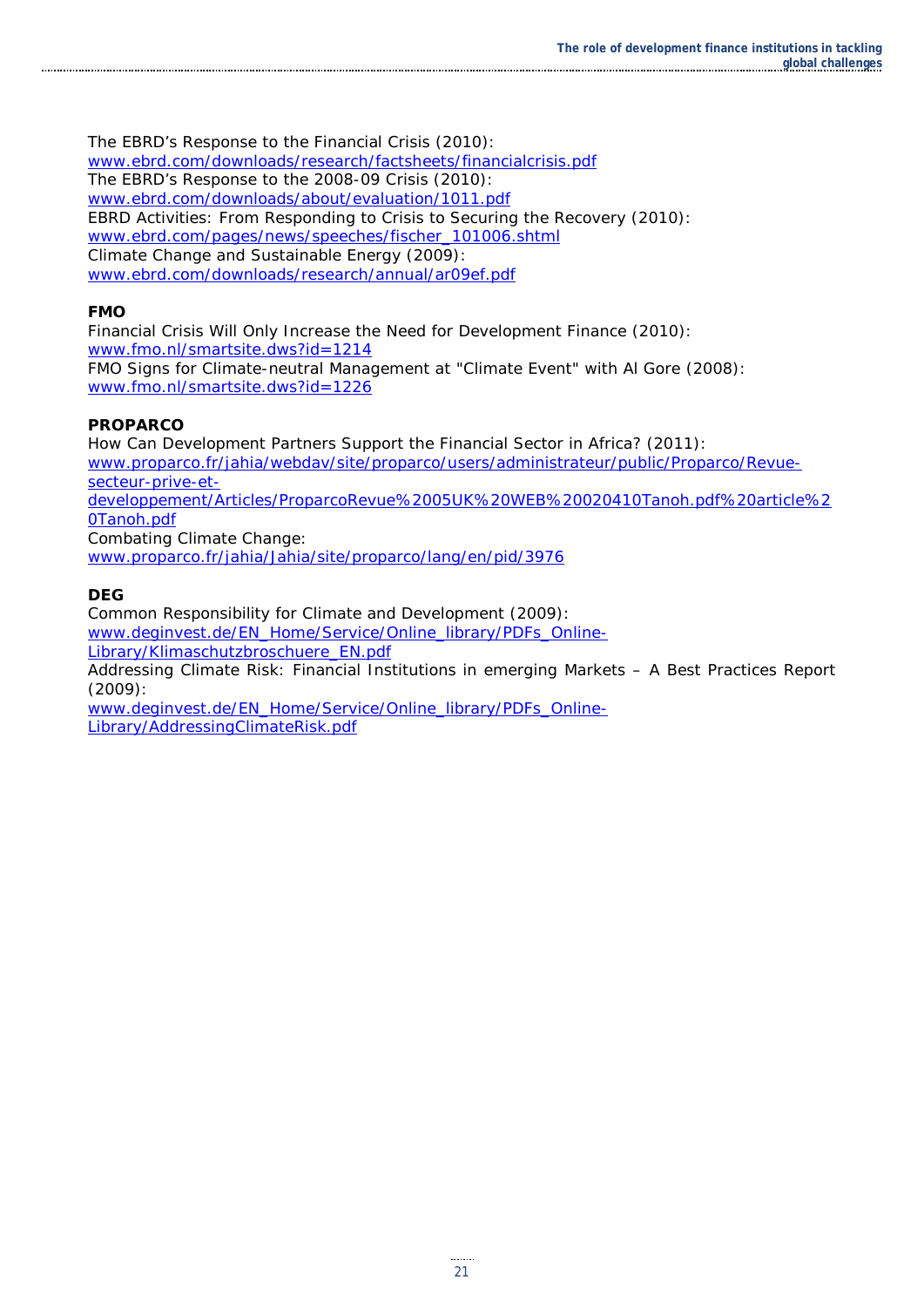The EBRD's Response to the Financial Crisis (2010):
www.ebrd.com/downloads/research/factsheets/financialcrisis.pdf
The EBRD's Response to the 2008-09 Crisis (2010):
www.ebrd.com/downloads/about/evaluation/1011.pdf
EBRD Activities: From Responding to Crisis to Securing the Recovery (2010):
www.ebrd.com/pages/news/speeches/fischer_101006.shtml
Climate Change and Sustainable Energy (2009):
www.ebrd.com/downloads/research/annual/ar09ef.pdf

**FMO**

Financial Crisis Will Only Increase the Need for Development Finance (2010):
www.fmo.nl/smartsite.dws?id=1214
FMO Signs for Climate-neutral Management at "Climate Event" with Al Gore (2008):
www.fmo.nl/smartsite.dws?id=1226

**PROPARCO**

How Can Development Partners Support the Financial Sector in Africa? (2011):
www.proparco.fr/jahia/webdav/site/proparco/users/administrateur/public/Proparco/Revue-secteur-prive-et-developpement/Articles/ProparcoRevue%2005UK%20WEB%20020410Tanoh.pdf%20article%20Tanoh.pdf
Combating Climate Change:
www.proparco.fr/jahia/Jahia/site/proparco/lang/en/pid/3976

**DEG**

Common Responsibility for Climate and Development (2009):
www.deginvest.de/EN_Home/Service/Online_library/PDFs_Online-Library/Klimaschutzbroschuere_EN.pdf
Addressing Climate Risk: Financial Institutions in emerging Markets – A Best Practices Report (2009):
www.deginvest.de/EN_Home/Service/Online_library/PDFs_Online-Library/AddressingClimateRisk.pdf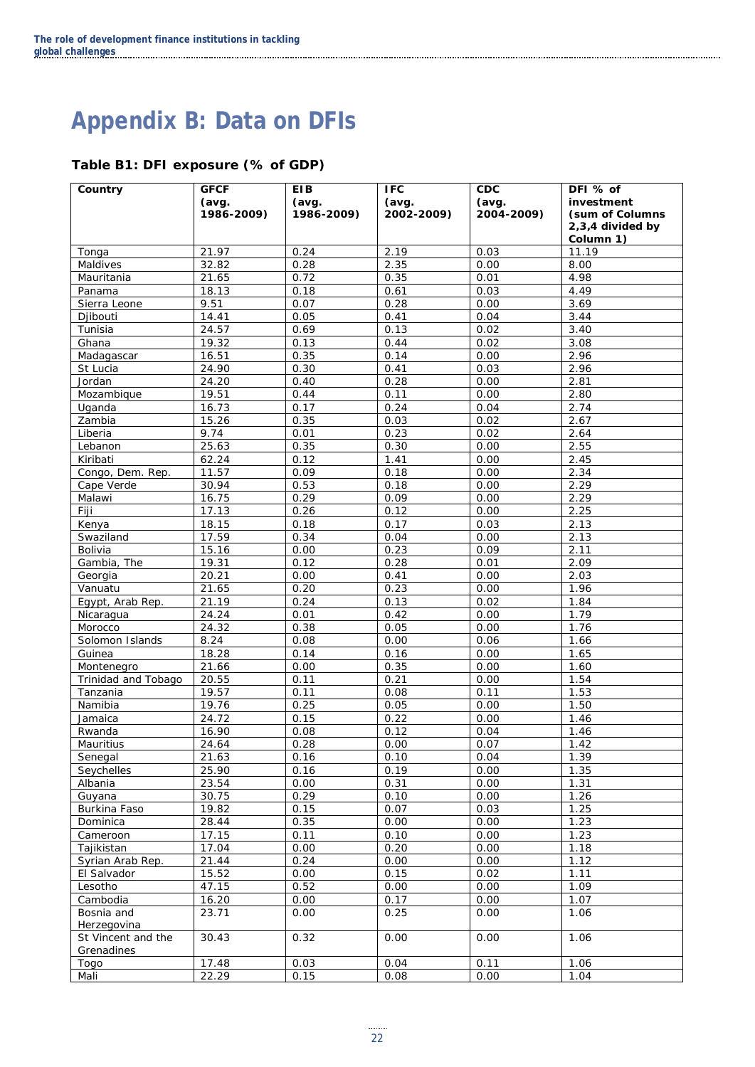# Appendix B: Data on DFIs

### Table B1: DFI exposure (% of GDP)

| Country | GFCF (avg. 1986-2009) | EIB (avg. 1986-2009) | IFC (avg. 2002-2009) | CDC (avg. 2004-2009) | DFI % of investment (sum of Columns 2,3,4 divided by Column 1) |
|---|---|---|---|---|---|
| Tonga | 21.97 | 0.24 | 2.19 | 0.03 | 11.19 |
| Maldives | 32.82 | 0.28 | 2.35 | 0.00 | 8.00 |
| Mauritania | 21.65 | 0.72 | 0.35 | 0.01 | 4.98 |
| Panama | 18.13 | 0.18 | 0.61 | 0.03 | 4.49 |
| Sierra Leone | 9.51 | 0.07 | 0.28 | 0.00 | 3.69 |
| Djibouti | 14.41 | 0.05 | 0.41 | 0.04 | 3.44 |
| Tunisia | 24.57 | 0.69 | 0.13 | 0.02 | 3.40 |
| Ghana | 19.32 | 0.13 | 0.44 | 0.02 | 3.08 |
| Madagascar | 16.51 | 0.35 | 0.14 | 0.00 | 2.96 |
| St Lucia | 24.90 | 0.30 | 0.41 | 0.03 | 2.96 |
| Jordan | 24.20 | 0.40 | 0.28 | 0.00 | 2.81 |
| Mozambique | 19.51 | 0.44 | 0.11 | 0.00 | 2.80 |
| Uganda | 16.73 | 0.17 | 0.24 | 0.04 | 2.74 |
| Zambia | 15.26 | 0.35 | 0.03 | 0.02 | 2.67 |
| Liberia | 9.74 | 0.01 | 0.23 | 0.02 | 2.64 |
| Lebanon | 25.63 | 0.35 | 0.30 | 0.00 | 2.55 |
| Kiribati | 62.24 | 0.12 | 1.41 | 0.00 | 2.45 |
| Congo, Dem. Rep. | 11.57 | 0.09 | 0.18 | 0.00 | 2.34 |
| Cape Verde | 30.94 | 0.53 | 0.18 | 0.00 | 2.29 |
| Malawi | 16.75 | 0.29 | 0.09 | 0.00 | 2.29 |
| Fiji | 17.13 | 0.26 | 0.12 | 0.00 | 2.25 |
| Kenya | 18.15 | 0.18 | 0.17 | 0.03 | 2.13 |
| Swaziland | 17.59 | 0.34 | 0.04 | 0.00 | 2.13 |
| Bolivia | 15.16 | 0.00 | 0.23 | 0.09 | 2.11 |
| Gambia, The | 19.31 | 0.12 | 0.28 | 0.01 | 2.09 |
| Georgia | 20.21 | 0.00 | 0.41 | 0.00 | 2.03 |
| Vanuatu | 21.65 | 0.20 | 0.23 | 0.00 | 1.96 |
| Egypt, Arab Rep. | 21.19 | 0.24 | 0.13 | 0.02 | 1.84 |
| Nicaragua | 24.24 | 0.01 | 0.42 | 0.00 | 1.79 |
| Morocco | 24.32 | 0.38 | 0.05 | 0.00 | 1.76 |
| Solomon Islands | 8.24 | 0.08 | 0.00 | 0.06 | 1.66 |
| Guinea | 18.28 | 0.14 | 0.16 | 0.00 | 1.65 |
| Montenegro | 21.66 | 0.00 | 0.35 | 0.00 | 1.60 |
| Trinidad and Tobago | 20.55 | 0.11 | 0.21 | 0.00 | 1.54 |
| Tanzania | 19.57 | 0.11 | 0.08 | 0.11 | 1.53 |
| Namibia | 19.76 | 0.25 | 0.05 | 0.00 | 1.50 |
| Jamaica | 24.72 | 0.15 | 0.22 | 0.00 | 1.46 |
| Rwanda | 16.90 | 0.08 | 0.12 | 0.04 | 1.46 |
| Mauritius | 24.64 | 0.28 | 0.00 | 0.07 | 1.42 |
| Senegal | 21.63 | 0.16 | 0.10 | 0.04 | 1.39 |
| Seychelles | 25.90 | 0.16 | 0.19 | 0.00 | 1.35 |
| Albania | 23.54 | 0.00 | 0.31 | 0.00 | 1.31 |
| Guyana | 30.75 | 0.29 | 0.10 | 0.00 | 1.26 |
| Burkina Faso | 19.82 | 0.15 | 0.07 | 0.03 | 1.25 |
| Dominica | 28.44 | 0.35 | 0.00 | 0.00 | 1.23 |
| Cameroon | 17.15 | 0.11 | 0.10 | 0.00 | 1.23 |
| Tajikistan | 17.04 | 0.00 | 0.20 | 0.00 | 1.18 |
| Syrian Arab Rep. | 21.44 | 0.24 | 0.00 | 0.00 | 1.12 |
| El Salvador | 15.52 | 0.00 | 0.15 | 0.02 | 1.11 |
| Lesotho | 47.15 | 0.52 | 0.00 | 0.00 | 1.09 |
| Cambodia | 16.20 | 0.00 | 0.17 | 0.00 | 1.07 |
| Bosnia and Herzegovina | 23.71 | 0.00 | 0.25 | 0.00 | 1.06 |
| St Vincent and the Grenadines | 30.43 | 0.32 | 0.00 | 0.00 | 1.06 |
| Togo | 17.48 | 0.03 | 0.04 | 0.11 | 1.06 |
| Mali | 22.29 | 0.15 | 0.08 | 0.00 | 1.04 |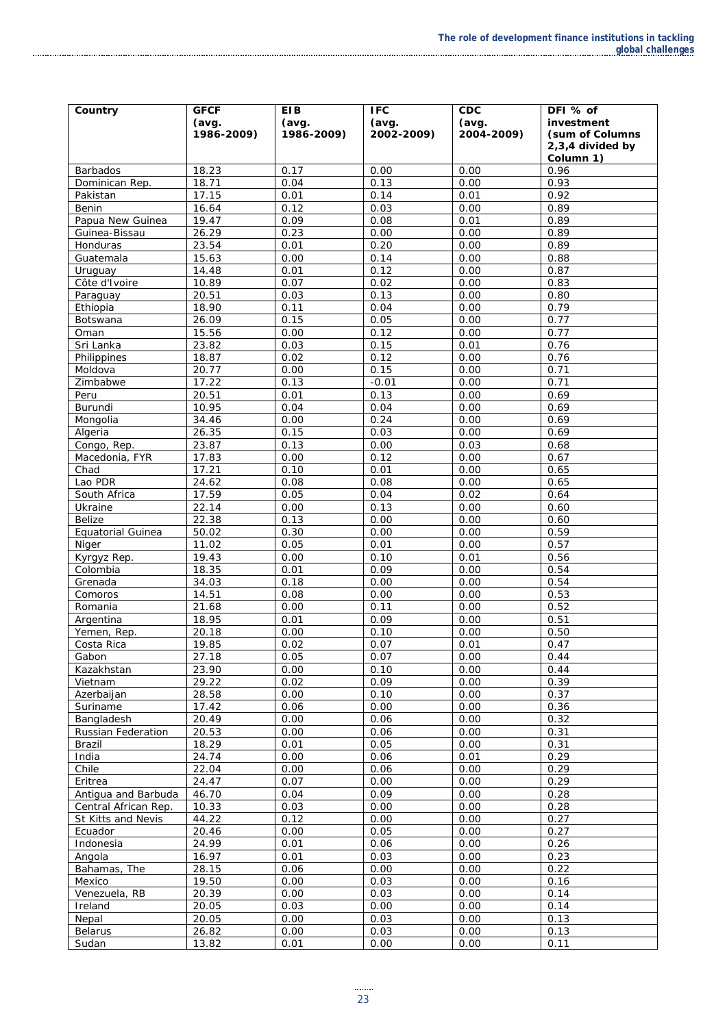| Country | GFCF (avg. 1986-2009) | EIB (avg. 1986-2009) | IFC (avg. 2002-2009) | CDC (avg. 2004-2009) | DFI % of investment (sum of Columns 2,3,4 divided by Column 1) |
|---|---|---|---|---|---|
| Barbados | 18.23 | 0.17 | 0.00 | 0.00 | 0.96 |
| Dominican Rep. | 18.71 | 0.04 | 0.13 | 0.00 | 0.93 |
| Pakistan | 17.15 | 0.01 | 0.14 | 0.01 | 0.92 |
| Benin | 16.64 | 0.12 | 0.03 | 0.00 | 0.89 |
| Papua New Guinea | 19.47 | 0.09 | 0.08 | 0.01 | 0.89 |
| Guinea-Bissau | 26.29 | 0.23 | 0.00 | 0.00 | 0.89 |
| Honduras | 23.54 | 0.01 | 0.20 | 0.00 | 0.89 |
| Guatemala | 15.63 | 0.00 | 0.14 | 0.00 | 0.88 |
| Uruguay | 14.48 | 0.01 | 0.12 | 0.00 | 0.87 |
| Côte d'Ivoire | 10.89 | 0.07 | 0.02 | 0.00 | 0.83 |
| Paraguay | 20.51 | 0.03 | 0.13 | 0.00 | 0.80 |
| Ethiopia | 18.90 | 0.11 | 0.04 | 0.00 | 0.79 |
| Botswana | 26.09 | 0.15 | 0.05 | 0.00 | 0.77 |
| Oman | 15.56 | 0.00 | 0.12 | 0.00 | 0.77 |
| Sri Lanka | 23.82 | 0.03 | 0.15 | 0.01 | 0.76 |
| Philippines | 18.87 | 0.02 | 0.12 | 0.00 | 0.76 |
| Moldova | 20.77 | 0.00 | 0.15 | 0.00 | 0.71 |
| Zimbabwe | 17.22 | 0.13 | -0.01 | 0.00 | 0.71 |
| Peru | 20.51 | 0.01 | 0.13 | 0.00 | 0.69 |
| Burundi | 10.95 | 0.04 | 0.04 | 0.00 | 0.69 |
| Mongolia | 34.46 | 0.00 | 0.24 | 0.00 | 0.69 |
| Algeria | 26.35 | 0.15 | 0.03 | 0.00 | 0.69 |
| Congo, Rep. | 23.87 | 0.13 | 0.00 | 0.03 | 0.68 |
| Macedonia, FYR | 17.83 | 0.00 | 0.12 | 0.00 | 0.67 |
| Chad | 17.21 | 0.10 | 0.01 | 0.00 | 0.65 |
| Lao PDR | 24.62 | 0.08 | 0.08 | 0.00 | 0.65 |
| South Africa | 17.59 | 0.05 | 0.04 | 0.02 | 0.64 |
| Ukraine | 22.14 | 0.00 | 0.13 | 0.00 | 0.60 |
| Belize | 22.38 | 0.13 | 0.00 | 0.00 | 0.60 |
| Equatorial Guinea | 50.02 | 0.30 | 0.00 | 0.00 | 0.59 |
| Niger | 11.02 | 0.05 | 0.01 | 0.00 | 0.57 |
| Kyrgyz Rep. | 19.43 | 0.00 | 0.10 | 0.01 | 0.56 |
| Colombia | 18.35 | 0.01 | 0.09 | 0.00 | 0.54 |
| Grenada | 34.03 | 0.18 | 0.00 | 0.00 | 0.54 |
| Comoros | 14.51 | 0.08 | 0.00 | 0.00 | 0.53 |
| Romania | 21.68 | 0.00 | 0.11 | 0.00 | 0.52 |
| Argentina | 18.95 | 0.01 | 0.09 | 0.00 | 0.51 |
| Yemen, Rep. | 20.18 | 0.00 | 0.10 | 0.00 | 0.50 |
| Costa Rica | 19.85 | 0.02 | 0.07 | 0.01 | 0.47 |
| Gabon | 27.18 | 0.05 | 0.07 | 0.00 | 0.44 |
| Kazakhstan | 23.90 | 0.00 | 0.10 | 0.00 | 0.44 |
| Vietnam | 29.22 | 0.02 | 0.09 | 0.00 | 0.39 |
| Azerbaijan | 28.58 | 0.00 | 0.10 | 0.00 | 0.37 |
| Suriname | 17.42 | 0.06 | 0.00 | 0.00 | 0.36 |
| Bangladesh | 20.49 | 0.00 | 0.06 | 0.00 | 0.32 |
| Russian Federation | 20.53 | 0.00 | 0.06 | 0.00 | 0.31 |
| Brazil | 18.29 | 0.01 | 0.05 | 0.00 | 0.31 |
| India | 24.74 | 0.00 | 0.06 | 0.01 | 0.29 |
| Chile | 22.04 | 0.00 | 0.06 | 0.00 | 0.29 |
| Eritrea | 24.47 | 0.07 | 0.00 | 0.00 | 0.29 |
| Antigua and Barbuda | 46.70 | 0.04 | 0.09 | 0.00 | 0.28 |
| Central African Rep. | 10.33 | 0.03 | 0.00 | 0.00 | 0.28 |
| St Kitts and Nevis | 44.22 | 0.12 | 0.00 | 0.00 | 0.27 |
| Ecuador | 20.46 | 0.00 | 0.05 | 0.00 | 0.27 |
| Indonesia | 24.99 | 0.01 | 0.06 | 0.00 | 0.26 |
| Angola | 16.97 | 0.01 | 0.03 | 0.00 | 0.23 |
| Bahamas, The | 28.15 | 0.06 | 0.00 | 0.00 | 0.22 |
| Mexico | 19.50 | 0.00 | 0.03 | 0.00 | 0.16 |
| Venezuela, RB | 20.39 | 0.00 | 0.03 | 0.00 | 0.14 |
| Ireland | 20.05 | 0.03 | 0.00 | 0.00 | 0.14 |
| Nepal | 20.05 | 0.00 | 0.03 | 0.00 | 0.13 |
| Belarus | 26.82 | 0.00 | 0.03 | 0.00 | 0.13 |
| Sudan | 13.82 | 0.01 | 0.00 | 0.00 | 0.11 |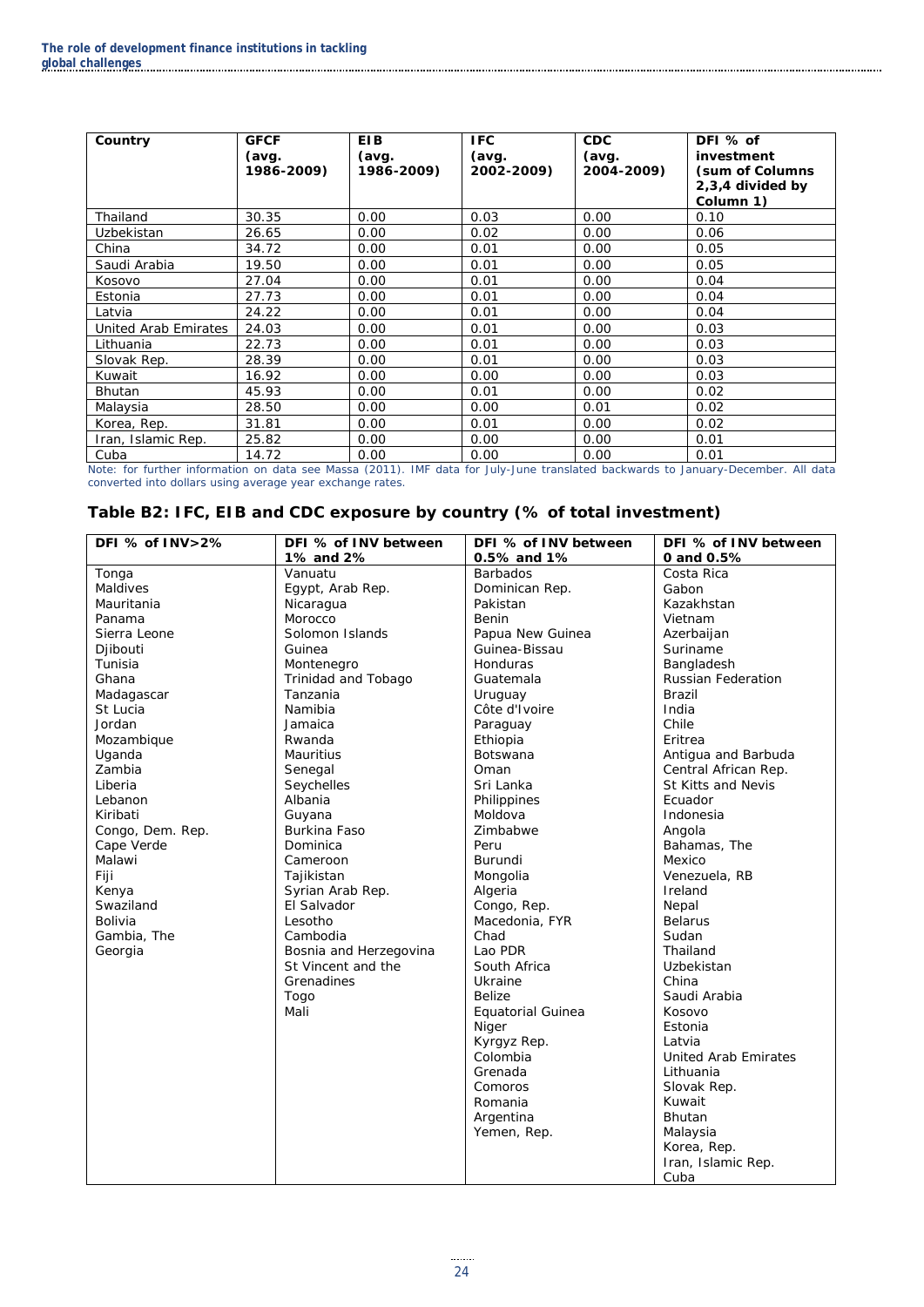| Country | GFCF (avg. 1986-2009) | EIB (avg. 1986-2009) | IFC (avg. 2002-2009) | CDC (avg. 2004-2009) | DFI % of investment (sum of Columns 2,3,4 divided by Column 1) |
|---|---|---|---|---|---|
| Thailand | 30.35 | 0.00 | 0.03 | 0.00 | 0.10 |
| Uzbekistan | 26.65 | 0.00 | 0.02 | 0.00 | 0.06 |
| China | 34.72 | 0.00 | 0.01 | 0.00 | 0.05 |
| Saudi Arabia | 19.50 | 0.00 | 0.01 | 0.00 | 0.05 |
| Kosovo | 27.04 | 0.00 | 0.01 | 0.00 | 0.04 |
| Estonia | 27.73 | 0.00 | 0.01 | 0.00 | 0.04 |
| Latvia | 24.22 | 0.00 | 0.01 | 0.00 | 0.04 |
| United Arab Emirates | 24.03 | 0.00 | 0.01 | 0.00 | 0.03 |
| Lithuania | 22.73 | 0.00 | 0.01 | 0.00 | 0.03 |
| Slovak Rep. | 28.39 | 0.00 | 0.01 | 0.00 | 0.03 |
| Kuwait | 16.92 | 0.00 | 0.00 | 0.00 | 0.03 |
| Bhutan | 45.93 | 0.00 | 0.01 | 0.00 | 0.02 |
| Malaysia | 28.50 | 0.00 | 0.00 | 0.01 | 0.02 |
| Korea, Rep. | 31.81 | 0.00 | 0.01 | 0.00 | 0.02 |
| Iran, Islamic Rep. | 25.82 | 0.00 | 0.00 | 0.00 | 0.01 |
| Cuba | 14.72 | 0.00 | 0.00 | 0.00 | 0.01 |

Note: for further information on data see Massa (2011). IMF data for July-June translated backwards to January-December. All data converted into dollars using average year exchange rates.

## Table B2: IFC, EIB and CDC exposure by country (% of total investment)

| DFI % of INV>2% | DFI % of INV between 1% and 2% | DFI % of INV between 0.5% and 1% | DFI % of INV between 0 and 0.5% |
|---|---|---|---|
| Tonga | Vanuatu | Barbados | Costa Rica |
| Maldives | Egypt, Arab Rep. | Dominican Rep. | Gabon |
| Mauritania | Nicaragua | Pakistan | Kazakhstan |
| Panama | Morocco | Benin | Vietnam |
| Sierra Leone | Solomon Islands | Papua New Guinea | Azerbaijan |
| Djibouti | Guinea | Guinea-Bissau | Suriname |
| Tunisia | Montenegro | Honduras | Bangladesh |
| Ghana | Trinidad and Tobago | Guatemala | Russian Federation |
| Madagascar | Tanzania | Uruguay | Brazil |
| St Lucia | Namibia | Côte d'Ivoire | India |
| Jordan | Jamaica | Paraguay | Chile |
| Mozambique | Rwanda | Ethiopia | Eritrea |
| Uganda | Mauritius | Botswana | Antigua and Barbuda |
| Zambia | Senegal | Oman | Central African Rep. |
| Liberia | Seychelles | Sri Lanka | St Kitts and Nevis |
| Lebanon | Albania | Philippines | Ecuador |
| Kiribati | Guyana | Moldova | Indonesia |
| Congo, Dem. Rep. | Burkina Faso | Zimbabwe | Angola |
| Cape Verde | Dominica | Peru | Bahamas, The |
| Malawi | Cameroon | Burundi | Mexico |
| Fiji | Tajikistan | Mongolia | Venezuela, RB |
| Kenya | Syrian Arab Rep. | Algeria | Ireland |
| Swaziland | El Salvador | Congo, Rep. | Nepal |
| Bolivia | Lesotho | Macedonia, FYR | Belarus |
| Gambia, The | Cambodia | Chad | Sudan |
| Georgia | Bosnia and Herzegovina | Lao PDR | Thailand |
| | St Vincent and the Grenadines | South Africa | Uzbekistan |
| | | Ukraine | China |
| | Togo | Belize | Saudi Arabia |
| | Mali | Equatorial Guinea | Kosovo |
| | | Niger | Estonia |
| | | Kyrgyz Rep. | Latvia |
| | | Colombia | United Arab Emirates |
| | | Grenada | Lithuania |
| | | Comoros | Slovak Rep. |
| | | Romania | Kuwait |
| | | Argentina | Bhutan |
| | | Yemen, Rep. | Malaysia |
| | | | Korea, Rep. |
| | | | Iran, Islamic Rep. |
| | | | Cuba |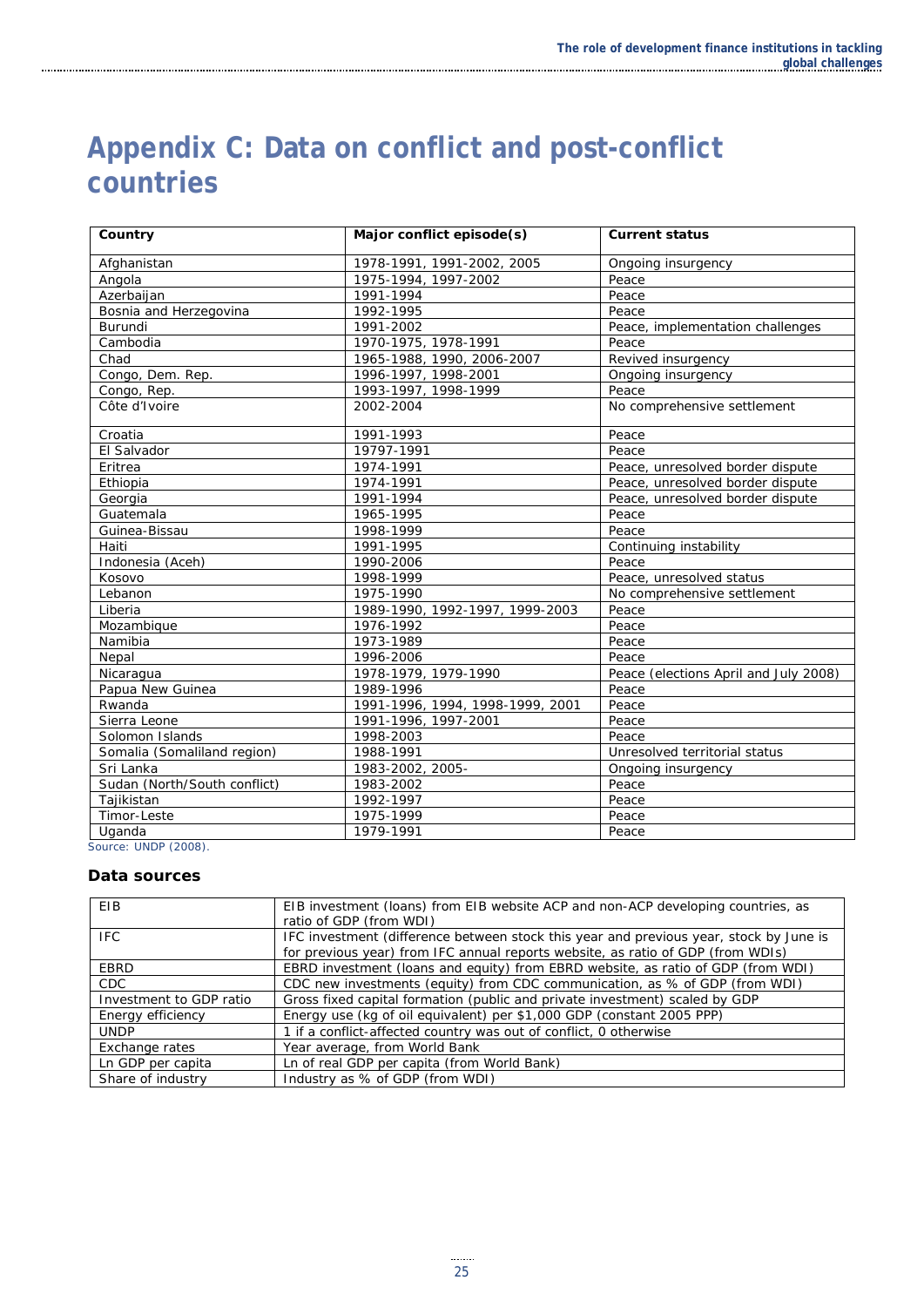# Appendix C: Data on conflict and post-conflict countries

| Country | Major conflict episode(s) | Current status |
|---|---|---|
| Afghanistan | 1978-1991, 1991-2002, 2005 | Ongoing insurgency |
| Angola | 1975-1994, 1997-2002 | Peace |
| Azerbaijan | 1991-1994 | Peace |
| Bosnia and Herzegovina | 1992-1995 | Peace |
| Burundi | 1991-2002 | Peace, implementation challenges |
| Cambodia | 1970-1975, 1978-1991 | Peace |
| Chad | 1965-1988, 1990, 2006-2007 | Revived insurgency |
| Congo, Dem. Rep. | 1996-1997, 1998-2001 | Ongoing insurgency |
| Congo, Rep. | 1993-1997, 1998-1999 | Peace |
| Côte d'Ivoire | 2002-2004 | No comprehensive settlement |
| Croatia | 1991-1993 | Peace |
| El Salvador | 19797-1991 | Peace |
| Eritrea | 1974-1991 | Peace, unresolved border dispute |
| Ethiopia | 1974-1991 | Peace, unresolved border dispute |
| Georgia | 1991-1994 | Peace, unresolved border dispute |
| Guatemala | 1965-1995 | Peace |
| Guinea-Bissau | 1998-1999 | Peace |
| Haiti | 1991-1995 | Continuing instability |
| Indonesia (Aceh) | 1990-2006 | Peace |
| Kosovo | 1998-1999 | Peace, unresolved status |
| Lebanon | 1975-1990 | No comprehensive settlement |
| Liberia | 1989-1990, 1992-1997, 1999-2003 | Peace |
| Mozambique | 1976-1992 | Peace |
| Namibia | 1973-1989 | Peace |
| Nepal | 1996-2006 | Peace |
| Nicaragua | 1978-1979, 1979-1990 | Peace (elections April and July 2008) |
| Papua New Guinea | 1989-1996 | Peace |
| Rwanda | 1991-1996, 1994, 1998-1999, 2001 | Peace |
| Sierra Leone | 1991-1996, 1997-2001 | Peace |
| Solomon Islands | 1998-2003 | Peace |
| Somalia (Somaliland region) | 1988-1991 | Unresolved territorial status |
| Sri Lanka | 1983-2002, 2005- | Ongoing insurgency |
| Sudan (North/South conflict) | 1983-2002 | Peace |
| Tajikistan | 1992-1997 | Peace |
| Timor-Leste | 1975-1999 | Peace |
| Uganda | 1979-1991 | Peace |

Source: UNDP (2008).

### Data sources

| | |
|---|---|
| EIB | EIB investment (loans) from EIB website ACP and non-ACP developing countries, as ratio of GDP (from WDI) |
| IFC | IFC investment (difference between stock this year and previous year, stock by June is for previous year) from IFC annual reports website, as ratio of GDP (from WDIs) |
| EBRD | EBRD investment (loans and equity) from EBRD website, as ratio of GDP (from WDI) |
| CDC | CDC new investments (equity) from CDC communication, as % of GDP (from WDI) |
| Investment to GDP ratio | Gross fixed capital formation (public and private investment) scaled by GDP |
| Energy efficiency | Energy use (kg of oil equivalent) per $1,000 GDP (constant 2005 PPP) |
| UNDP | 1 if a conflict-affected country was out of conflict, 0 otherwise |
| Exchange rates | Year average, from World Bank |
| Ln GDP per capita | Ln of real GDP per capita (from World Bank) |
| Share of industry | Industry as % of GDP (from WDI) |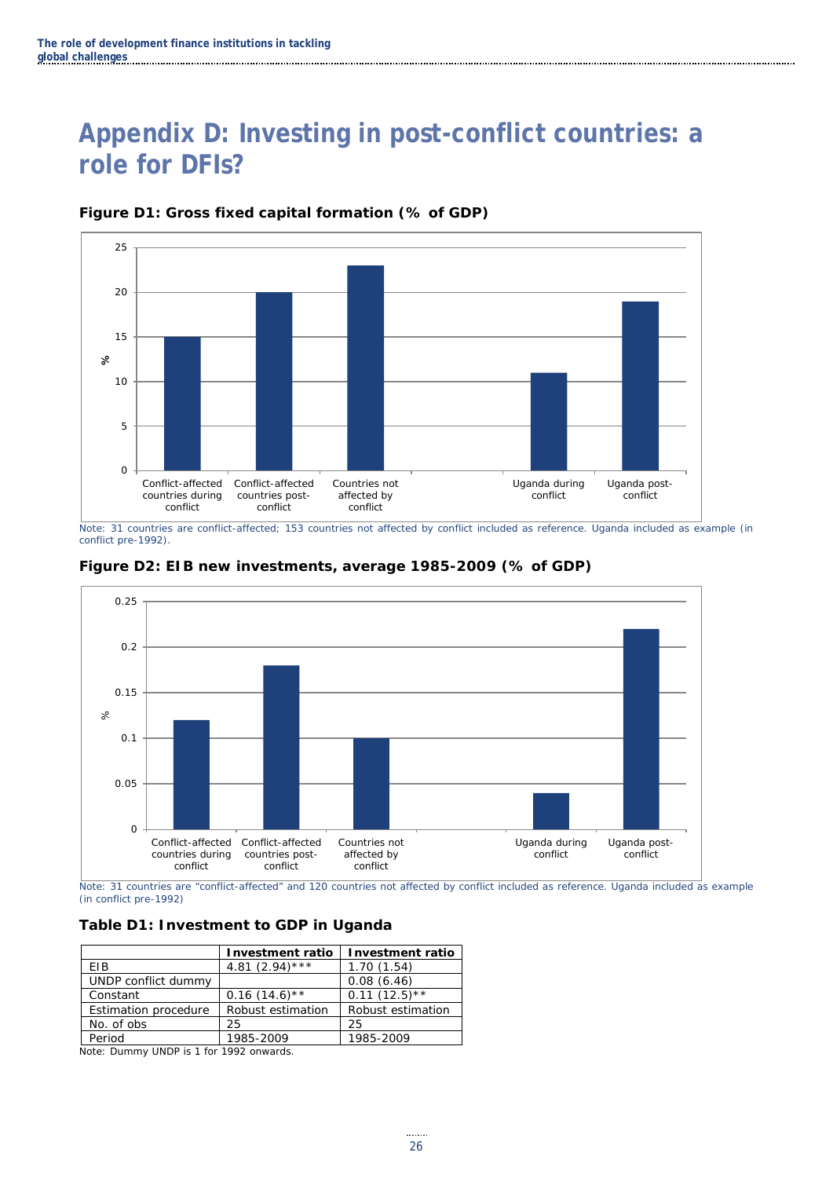# Appendix D: Investing in post-conflict countries: a role for DFIs?

**Figure D1: Gross fixed capital formation (% of GDP)**

25
20
15
%
10
5
0

Conflict-affected countries during conflict
Conflict-affected countries post-conflict
Countries not affected by conflict
Uganda during conflict
Uganda post-conflict

Note: 31 countries are conflict-affected; 153 countries not affected by conflict included as reference. Uganda included as example (in conflict pre-1992).

**Figure D2: EIB new investments, average 1985-2009 (% of GDP)**

0.25
0.2
0.15
%
0.1
0.05
0

Conflict-affected countries during conflict
Conflict-affected countries post-conflict
Countries not affected by conflict
Uganda during conflict
Uganda post-conflict

Note: 31 countries are "conflict-affected" and 120 countries not affected by conflict included as reference. Uganda included as example (in conflict pre-1992)

**Table D1: Investment to GDP in Uganda**

| | Investment ratio | Investment ratio |
|---|---|---|
| EIB | 4.81 (2.94)*** | 1.70 (1.54) |
| UNDP conflict dummy | | 0.08 (6.46) |
| Constant | 0.16 (14.6)** | 0.11 (12.5)** |
| Estimation procedure | Robust estimation | Robust estimation |
| No. of obs | 25 | 25 |
| Period | 1985-2009 | 1985-2009 |

Note: Dummy UNDP is 1 for 1992 onwards.